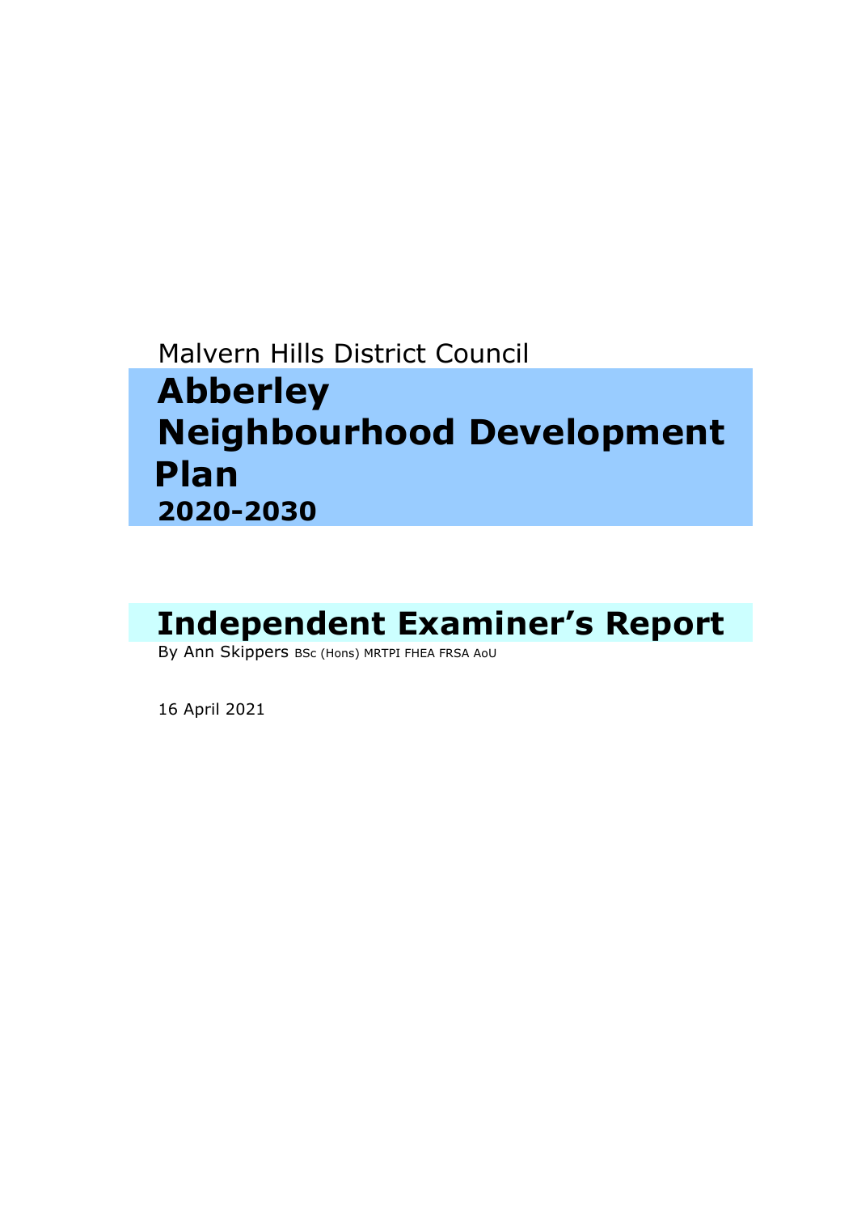Malvern Hills District Council

# Abberley Neighbourhood Development Plan 2020-2030

# Independent Examiner's Report

By Ann Skippers BSc (Hons) MRTPI FHEA FRSA AoU

16 April 2021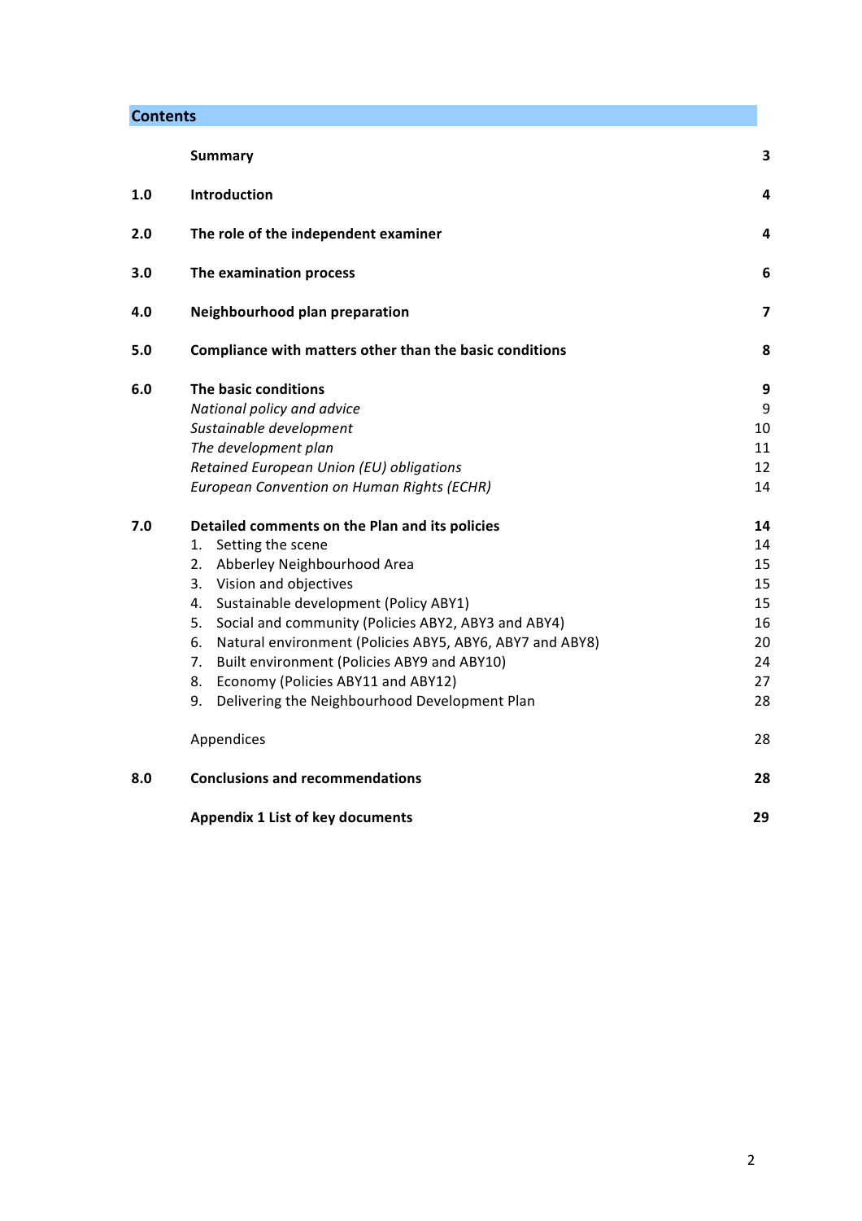## Contents

| | | |
|---|---|---|
| | **Summary** | **3** |
| **1.0** | **Introduction** | **4** |
| **2.0** | **The role of the independent examiner** | **4** |
| **3.0** | **The examination process** | **6** |
| **4.0** | **Neighbourhood plan preparation** | **7** |
| **5.0** | **Compliance with matters other than the basic conditions** | **8** |
| **6.0** | **The basic conditions** | **9** |
| | *National policy and advice* | 9 |
| | *Sustainable development* | 10 |
| | *The development plan* | 11 |
| | *Retained European Union (EU) obligations* | 12 |
| | *European Convention on Human Rights (ECHR)* | 14 |
| **7.0** | **Detailed comments on the Plan and its policies** | **14** |
| | 1. Setting the scene | 14 |
| | 2. Abberley Neighbourhood Area | 15 |
| | 3. Vision and objectives | 15 |
| | 4. Sustainable development (Policy ABY1) | 15 |
| | 5. Social and community (Policies ABY2, ABY3 and ABY4) | 16 |
| | 6. Natural environment (Policies ABY5, ABY6, ABY7 and ABY8) | 20 |
| | 7. Built environment (Policies ABY9 and ABY10) | 24 |
| | 8. Economy (Policies ABY11 and ABY12) | 27 |
| | 9. Delivering the Neighbourhood Development Plan | 28 |
| | Appendices | 28 |
| **8.0** | **Conclusions and recommendations** | **28** |
| | **Appendix 1 List of key documents** | **29** |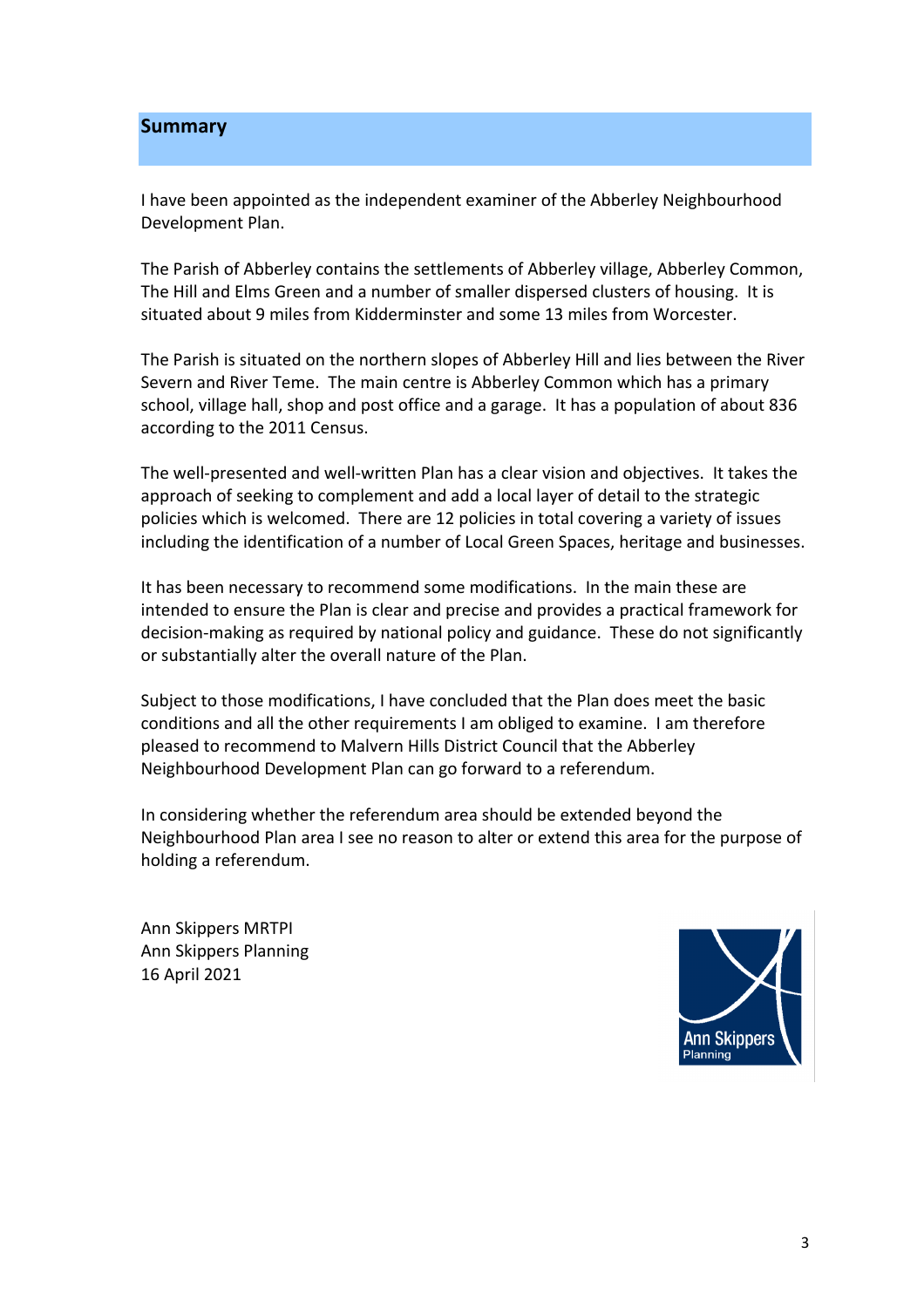## Summary

I have been appointed as the independent examiner of the Abberley Neighbourhood Development Plan.

The Parish of Abberley contains the settlements of Abberley village, Abberley Common, The Hill and Elms Green and a number of smaller dispersed clusters of housing. It is situated about 9 miles from Kidderminster and some 13 miles from Worcester.

The Parish is situated on the northern slopes of Abberley Hill and lies between the River Severn and River Teme. The main centre is Abberley Common which has a primary school, village hall, shop and post office and a garage. It has a population of about 836 according to the 2011 Census.

The well-presented and well-written Plan has a clear vision and objectives. It takes the approach of seeking to complement and add a local layer of detail to the strategic policies which is welcomed. There are 12 policies in total covering a variety of issues including the identification of a number of Local Green Spaces, heritage and businesses.

It has been necessary to recommend some modifications. In the main these are intended to ensure the Plan is clear and precise and provides a practical framework for decision-making as required by national policy and guidance. These do not significantly or substantially alter the overall nature of the Plan.

Subject to those modifications, I have concluded that the Plan does meet the basic conditions and all the other requirements I am obliged to examine. I am therefore pleased to recommend to Malvern Hills District Council that the Abberley Neighbourhood Development Plan can go forward to a referendum.

In considering whether the referendum area should be extended beyond the Neighbourhood Plan area I see no reason to alter or extend this area for the purpose of holding a referendum.

Ann Skippers MRTPI
Ann Skippers Planning
16 April 2021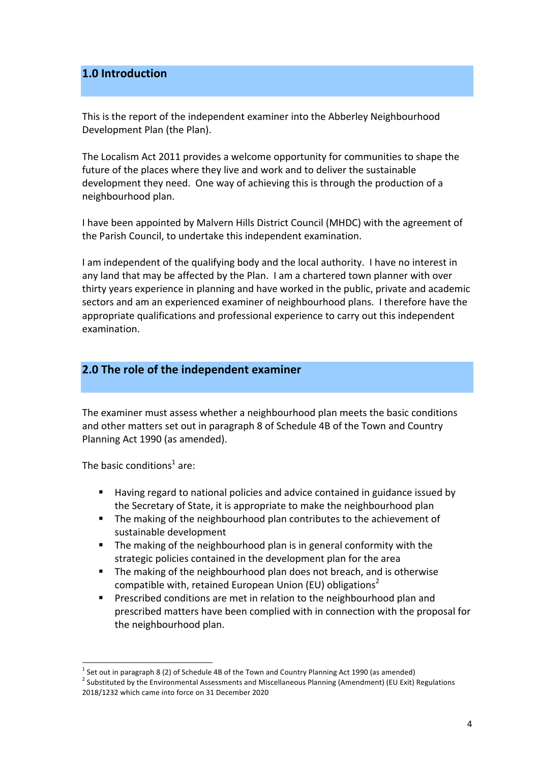## 1.0 Introduction

This is the report of the independent examiner into the Abberley Neighbourhood Development Plan (the Plan).

The Localism Act 2011 provides a welcome opportunity for communities to shape the future of the places where they live and work and to deliver the sustainable development they need. One way of achieving this is through the production of a neighbourhood plan.

I have been appointed by Malvern Hills District Council (MHDC) with the agreement of the Parish Council, to undertake this independent examination.

I am independent of the qualifying body and the local authority. I have no interest in any land that may be affected by the Plan. I am a chartered town planner with over thirty years experience in planning and have worked in the public, private and academic sectors and am an experienced examiner of neighbourhood plans. I therefore have the appropriate qualifications and professional experience to carry out this independent examination.

## 2.0 The role of the independent examiner

The examiner must assess whether a neighbourhood plan meets the basic conditions and other matters set out in paragraph 8 of Schedule 4B of the Town and Country Planning Act 1990 (as amended).

The basic conditions[1] are:

- Having regard to national policies and advice contained in guidance issued by the Secretary of State, it is appropriate to make the neighbourhood plan
- The making of the neighbourhood plan contributes to the achievement of sustainable development
- The making of the neighbourhood plan is in general conformity with the strategic policies contained in the development plan for the area
- The making of the neighbourhood plan does not breach, and is otherwise compatible with, retained European Union (EU) obligations[2]
- Prescribed conditions are met in relation to the neighbourhood plan and prescribed matters have been complied with in connection with the proposal for the neighbourhood plan.

[1] Set out in paragraph 8 (2) of Schedule 4B of the Town and Country Planning Act 1990 (as amended)

[2] Substituted by the Environmental Assessments and Miscellaneous Planning (Amendment) (EU Exit) Regulations 2018/1232 which came into force on 31 December 2020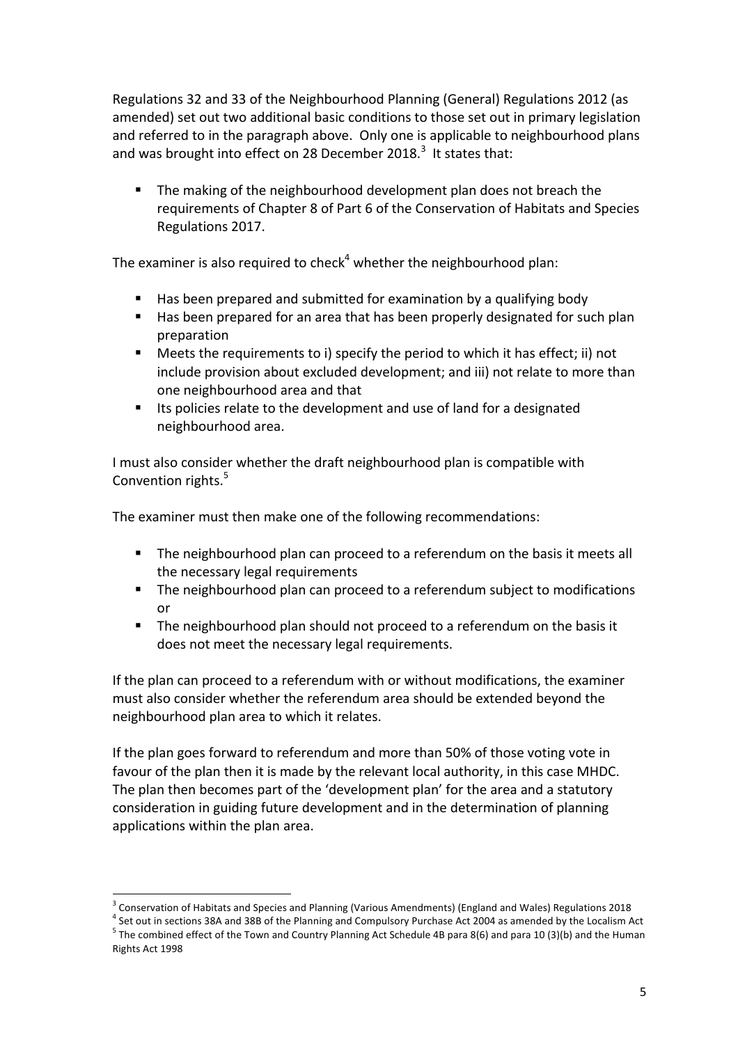Regulations 32 and 33 of the Neighbourhood Planning (General) Regulations 2012 (as amended) set out two additional basic conditions to those set out in primary legislation and referred to in the paragraph above. Only one is applicable to neighbourhood plans and was brought into effect on 28 December 2018.[3] It states that:

- The making of the neighbourhood development plan does not breach the requirements of Chapter 8 of Part 6 of the Conservation of Habitats and Species Regulations 2017.

The examiner is also required to check[4] whether the neighbourhood plan:

- Has been prepared and submitted for examination by a qualifying body
- Has been prepared for an area that has been properly designated for such plan preparation
- Meets the requirements to i) specify the period to which it has effect; ii) not include provision about excluded development; and iii) not relate to more than one neighbourhood area and that
- Its policies relate to the development and use of land for a designated neighbourhood area.

I must also consider whether the draft neighbourhood plan is compatible with Convention rights.[5]

The examiner must then make one of the following recommendations:

- The neighbourhood plan can proceed to a referendum on the basis it meets all the necessary legal requirements
- The neighbourhood plan can proceed to a referendum subject to modifications or
- The neighbourhood plan should not proceed to a referendum on the basis it does not meet the necessary legal requirements.

If the plan can proceed to a referendum with or without modifications, the examiner must also consider whether the referendum area should be extended beyond the neighbourhood plan area to which it relates.

If the plan goes forward to referendum and more than 50% of those voting vote in favour of the plan then it is made by the relevant local authority, in this case MHDC. The plan then becomes part of the 'development plan' for the area and a statutory consideration in guiding future development and in the determination of planning applications within the plan area.

---

[3] Conservation of Habitats and Species and Planning (Various Amendments) (England and Wales) Regulations 2018

[4] Set out in sections 38A and 38B of the Planning and Compulsory Purchase Act 2004 as amended by the Localism Act

[5] The combined effect of the Town and Country Planning Act Schedule 4B para 8(6) and para 10 (3)(b) and the Human Rights Act 1998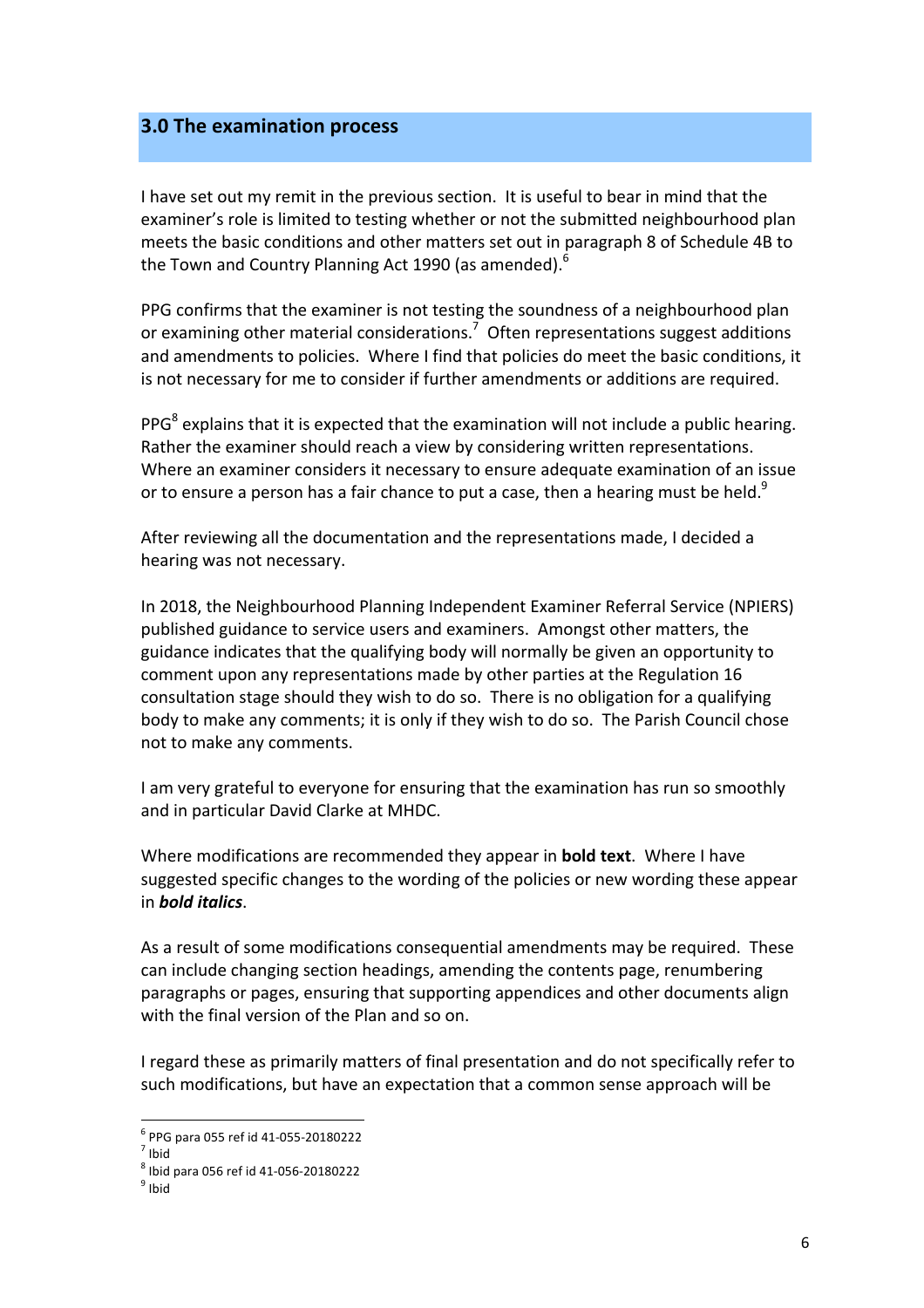## 3.0 The examination process

I have set out my remit in the previous section. It is useful to bear in mind that the examiner's role is limited to testing whether or not the submitted neighbourhood plan meets the basic conditions and other matters set out in paragraph 8 of Schedule 4B to the Town and Country Planning Act 1990 (as amended).[6]

PPG confirms that the examiner is not testing the soundness of a neighbourhood plan or examining other material considerations.[7] Often representations suggest additions and amendments to policies. Where I find that policies do meet the basic conditions, it is not necessary for me to consider if further amendments or additions are required.

PPG[8] explains that it is expected that the examination will not include a public hearing. Rather the examiner should reach a view by considering written representations. Where an examiner considers it necessary to ensure adequate examination of an issue or to ensure a person has a fair chance to put a case, then a hearing must be held.[9]

After reviewing all the documentation and the representations made, I decided a hearing was not necessary.

In 2018, the Neighbourhood Planning Independent Examiner Referral Service (NPIERS) published guidance to service users and examiners. Amongst other matters, the guidance indicates that the qualifying body will normally be given an opportunity to comment upon any representations made by other parties at the Regulation 16 consultation stage should they wish to do so. There is no obligation for a qualifying body to make any comments; it is only if they wish to do so. The Parish Council chose not to make any comments.

I am very grateful to everyone for ensuring that the examination has run so smoothly and in particular David Clarke at MHDC.

Where modifications are recommended they appear in **bold text**. Where I have suggested specific changes to the wording of the policies or new wording these appear in ***bold italics***.

As a result of some modifications consequential amendments may be required. These can include changing section headings, amending the contents page, renumbering paragraphs or pages, ensuring that supporting appendices and other documents align with the final version of the Plan and so on.

I regard these as primarily matters of final presentation and do not specifically refer to such modifications, but have an expectation that a common sense approach will be

---

[6] PPG para 055 ref id 41-055-20180222
[7] Ibid
[8] Ibid para 056 ref id 41-056-20180222
[9] Ibid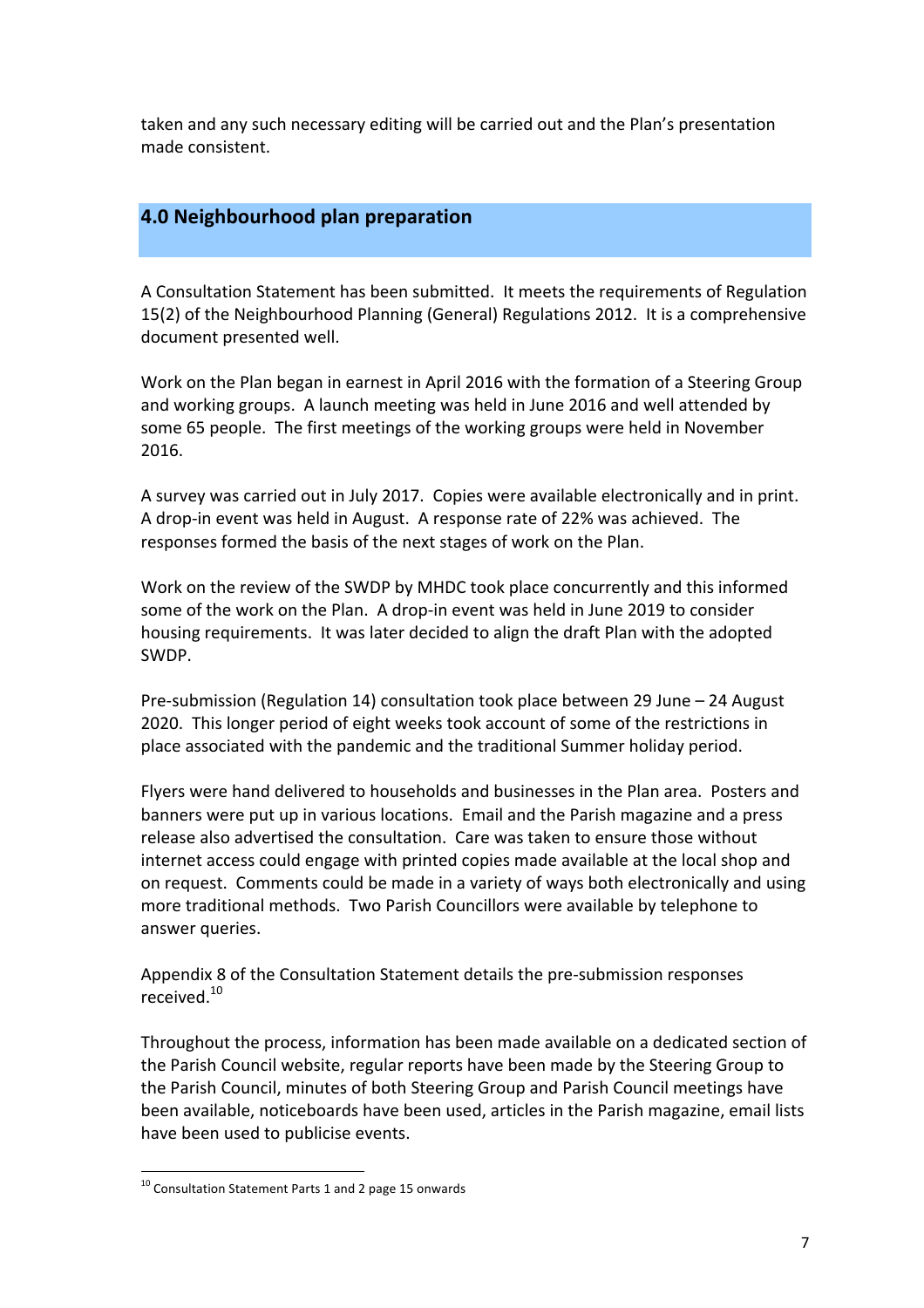taken and any such necessary editing will be carried out and the Plan's presentation made consistent.

## 4.0 Neighbourhood plan preparation

A Consultation Statement has been submitted. It meets the requirements of Regulation 15(2) of the Neighbourhood Planning (General) Regulations 2012. It is a comprehensive document presented well.

Work on the Plan began in earnest in April 2016 with the formation of a Steering Group and working groups. A launch meeting was held in June 2016 and well attended by some 65 people. The first meetings of the working groups were held in November 2016.

A survey was carried out in July 2017. Copies were available electronically and in print. A drop-in event was held in August. A response rate of 22% was achieved. The responses formed the basis of the next stages of work on the Plan.

Work on the review of the SWDP by MHDC took place concurrently and this informed some of the work on the Plan. A drop-in event was held in June 2019 to consider housing requirements. It was later decided to align the draft Plan with the adopted SWDP.

Pre-submission (Regulation 14) consultation took place between 29 June – 24 August 2020. This longer period of eight weeks took account of some of the restrictions in place associated with the pandemic and the traditional Summer holiday period.

Flyers were hand delivered to households and businesses in the Plan area. Posters and banners were put up in various locations. Email and the Parish magazine and a press release also advertised the consultation. Care was taken to ensure those without internet access could engage with printed copies made available at the local shop and on request. Comments could be made in a variety of ways both electronically and using more traditional methods. Two Parish Councillors were available by telephone to answer queries.

Appendix 8 of the Consultation Statement details the pre-submission responses received.[10]

Throughout the process, information has been made available on a dedicated section of the Parish Council website, regular reports have been made by the Steering Group to the Parish Council, minutes of both Steering Group and Parish Council meetings have been available, noticeboards have been used, articles in the Parish magazine, email lists have been used to publicise events.

[10] Consultation Statement Parts 1 and 2 page 15 onwards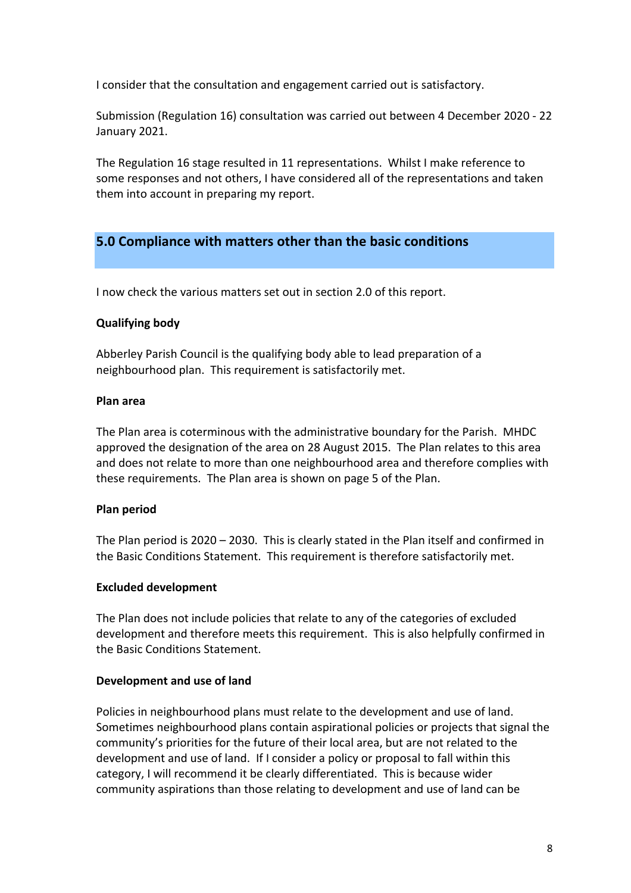I consider that the consultation and engagement carried out is satisfactory.

Submission (Regulation 16) consultation was carried out between 4 December 2020 - 22 January 2021.

The Regulation 16 stage resulted in 11 representations. Whilst I make reference to some responses and not others, I have considered all of the representations and taken them into account in preparing my report.

## 5.0 Compliance with matters other than the basic conditions

I now check the various matters set out in section 2.0 of this report.

**Qualifying body**

Abberley Parish Council is the qualifying body able to lead preparation of a neighbourhood plan. This requirement is satisfactorily met.

**Plan area**

The Plan area is coterminous with the administrative boundary for the Parish. MHDC approved the designation of the area on 28 August 2015. The Plan relates to this area and does not relate to more than one neighbourhood area and therefore complies with these requirements. The Plan area is shown on page 5 of the Plan.

**Plan period**

The Plan period is 2020 – 2030. This is clearly stated in the Plan itself and confirmed in the Basic Conditions Statement. This requirement is therefore satisfactorily met.

**Excluded development**

The Plan does not include policies that relate to any of the categories of excluded development and therefore meets this requirement. This is also helpfully confirmed in the Basic Conditions Statement.

**Development and use of land**

Policies in neighbourhood plans must relate to the development and use of land. Sometimes neighbourhood plans contain aspirational policies or projects that signal the community's priorities for the future of their local area, but are not related to the development and use of land. If I consider a policy or proposal to fall within this category, I will recommend it be clearly differentiated. This is because wider community aspirations than those relating to development and use of land can be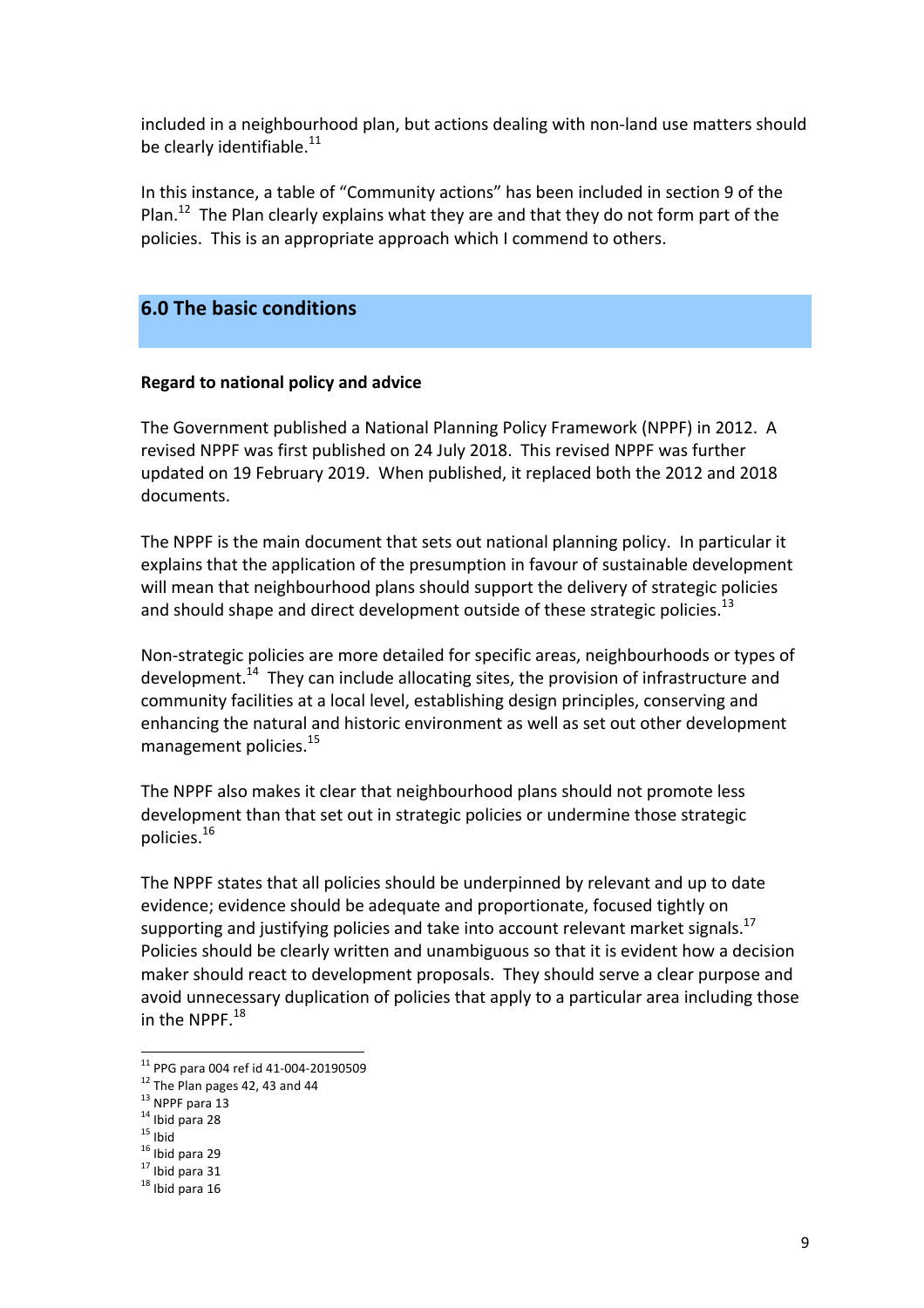included in a neighbourhood plan, but actions dealing with non-land use matters should be clearly identifiable.[11]

In this instance, a table of "Community actions" has been included in section 9 of the Plan.[12] The Plan clearly explains what they are and that they do not form part of the policies. This is an appropriate approach which I commend to others.

## 6.0 The basic conditions

**Regard to national policy and advice**

The Government published a National Planning Policy Framework (NPPF) in 2012. A revised NPPF was first published on 24 July 2018. This revised NPPF was further updated on 19 February 2019. When published, it replaced both the 2012 and 2018 documents.

The NPPF is the main document that sets out national planning policy. In particular it explains that the application of the presumption in favour of sustainable development will mean that neighbourhood plans should support the delivery of strategic policies and should shape and direct development outside of these strategic policies.[13]

Non-strategic policies are more detailed for specific areas, neighbourhoods or types of development.[14] They can include allocating sites, the provision of infrastructure and community facilities at a local level, establishing design principles, conserving and enhancing the natural and historic environment as well as set out other development management policies.[15]

The NPPF also makes it clear that neighbourhood plans should not promote less development than that set out in strategic policies or undermine those strategic policies.[16]

The NPPF states that all policies should be underpinned by relevant and up to date evidence; evidence should be adequate and proportionate, focused tightly on supporting and justifying policies and take into account relevant market signals.[17] Policies should be clearly written and unambiguous so that it is evident how a decision maker should react to development proposals. They should serve a clear purpose and avoid unnecessary duplication of policies that apply to a particular area including those in the NPPF.[18]

---

[11] PPG para 004 ref id 41-004-20190509
[12] The Plan pages 42, 43 and 44
[13] NPPF para 13
[14] Ibid para 28
[15] Ibid
[16] Ibid para 29
[17] Ibid para 31
[18] Ibid para 16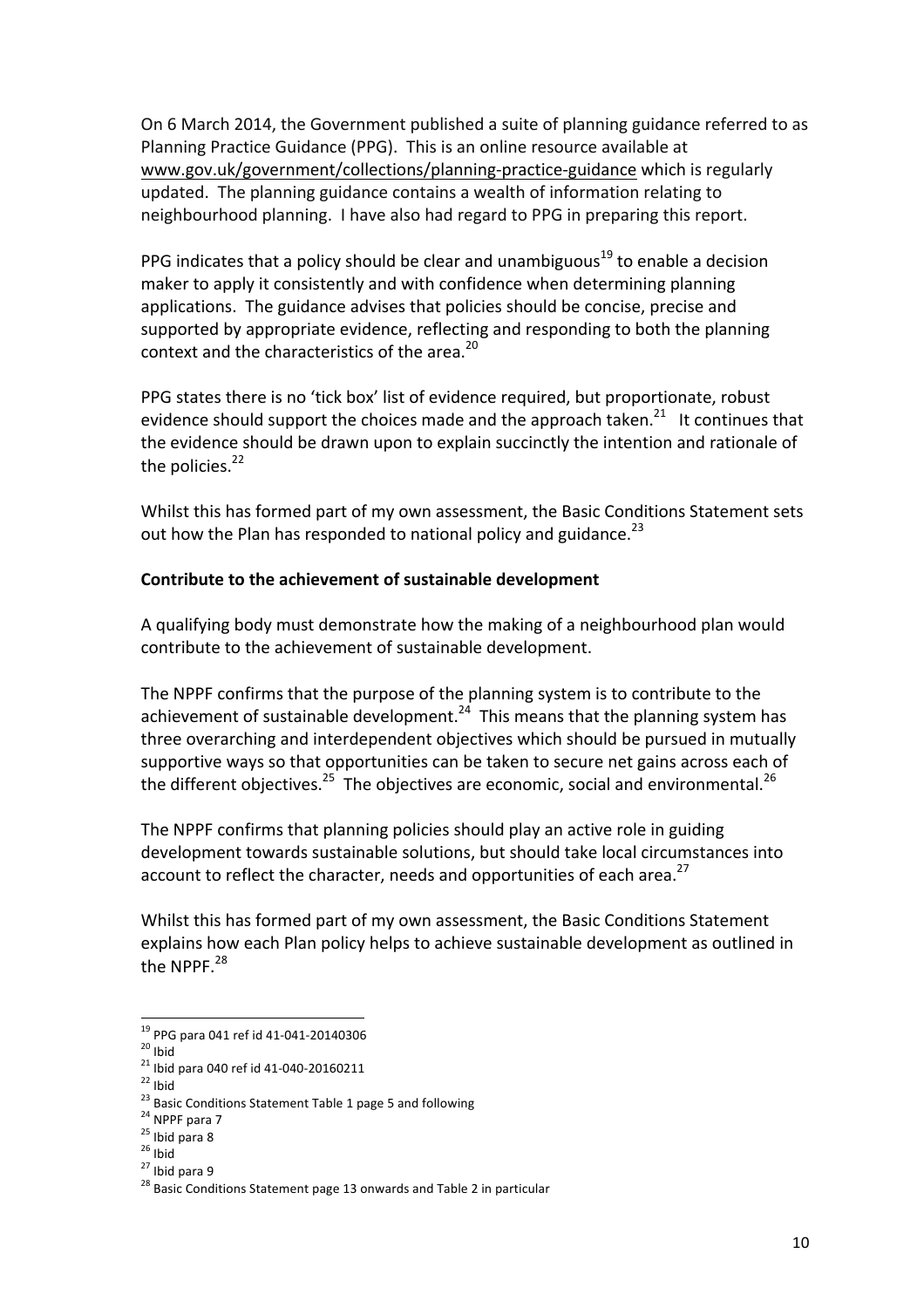On 6 March 2014, the Government published a suite of planning guidance referred to as Planning Practice Guidance (PPG). This is an online resource available at www.gov.uk/government/collections/planning-practice-guidance which is regularly updated. The planning guidance contains a wealth of information relating to neighbourhood planning. I have also had regard to PPG in preparing this report.

PPG indicates that a policy should be clear and unambiguous[19] to enable a decision maker to apply it consistently and with confidence when determining planning applications. The guidance advises that policies should be concise, precise and supported by appropriate evidence, reflecting and responding to both the planning context and the characteristics of the area.[20]

PPG states there is no 'tick box' list of evidence required, but proportionate, robust evidence should support the choices made and the approach taken.[21] It continues that the evidence should be drawn upon to explain succinctly the intention and rationale of the policies.[22]

Whilst this has formed part of my own assessment, the Basic Conditions Statement sets out how the Plan has responded to national policy and guidance.[23]

**Contribute to the achievement of sustainable development**

A qualifying body must demonstrate how the making of a neighbourhood plan would contribute to the achievement of sustainable development.

The NPPF confirms that the purpose of the planning system is to contribute to the achievement of sustainable development.[24] This means that the planning system has three overarching and interdependent objectives which should be pursued in mutually supportive ways so that opportunities can be taken to secure net gains across each of the different objectives.[25] The objectives are economic, social and environmental.[26]

The NPPF confirms that planning policies should play an active role in guiding development towards sustainable solutions, but should take local circumstances into account to reflect the character, needs and opportunities of each area.[27]

Whilst this has formed part of my own assessment, the Basic Conditions Statement explains how each Plan policy helps to achieve sustainable development as outlined in the NPPF.[28]

---

[19] PPG para 041 ref id 41-041-20140306
[20] Ibid
[21] Ibid para 040 ref id 41-040-20160211
[22] Ibid
[23] Basic Conditions Statement Table 1 page 5 and following
[24] NPPF para 7
[25] Ibid para 8
[26] Ibid
[27] Ibid para 9
[28] Basic Conditions Statement page 13 onwards and Table 2 in particular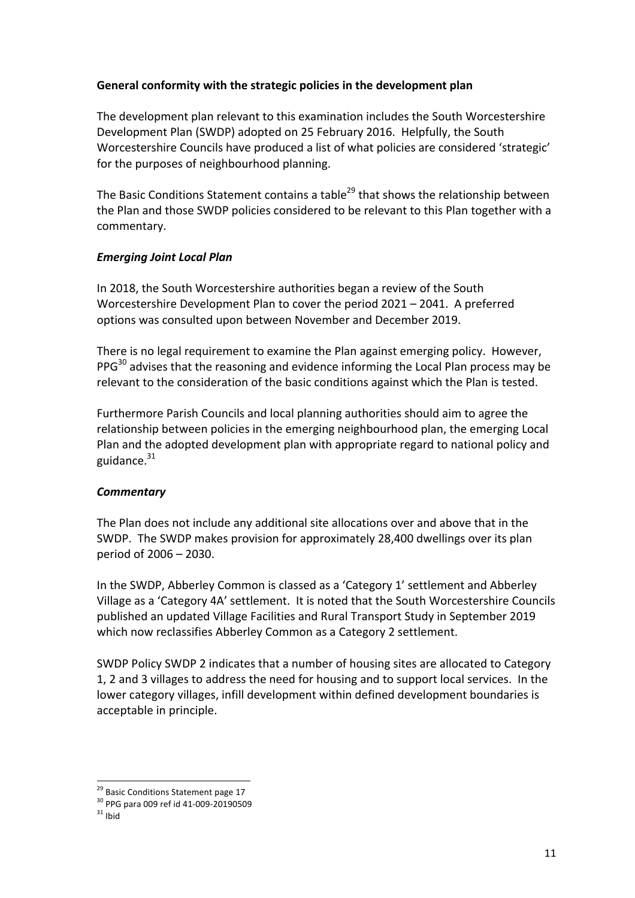**General conformity with the strategic policies in the development plan**

The development plan relevant to this examination includes the South Worcestershire Development Plan (SWDP) adopted on 25 February 2016. Helpfully, the South Worcestershire Councils have produced a list of what policies are considered 'strategic' for the purposes of neighbourhood planning.

The Basic Conditions Statement contains a table[29] that shows the relationship between the Plan and those SWDP policies considered to be relevant to this Plan together with a commentary.

***Emerging Joint Local Plan***

In 2018, the South Worcestershire authorities began a review of the South Worcestershire Development Plan to cover the period 2021 – 2041. A preferred options was consulted upon between November and December 2019.

There is no legal requirement to examine the Plan against emerging policy. However, PPG[30] advises that the reasoning and evidence informing the Local Plan process may be relevant to the consideration of the basic conditions against which the Plan is tested.

Furthermore Parish Councils and local planning authorities should aim to agree the relationship between policies in the emerging neighbourhood plan, the emerging Local Plan and the adopted development plan with appropriate regard to national policy and guidance.[31]

***Commentary***

The Plan does not include any additional site allocations over and above that in the SWDP. The SWDP makes provision for approximately 28,400 dwellings over its plan period of 2006 – 2030.

In the SWDP, Abberley Common is classed as a 'Category 1' settlement and Abberley Village as a 'Category 4A' settlement. It is noted that the South Worcestershire Councils published an updated Village Facilities and Rural Transport Study in September 2019 which now reclassifies Abberley Common as a Category 2 settlement.

SWDP Policy SWDP 2 indicates that a number of housing sites are allocated to Category 1, 2 and 3 villages to address the need for housing and to support local services. In the lower category villages, infill development within defined development boundaries is acceptable in principle.

---

[29] Basic Conditions Statement page 17

[30] PPG para 009 ref id 41-009-20190509

[31] Ibid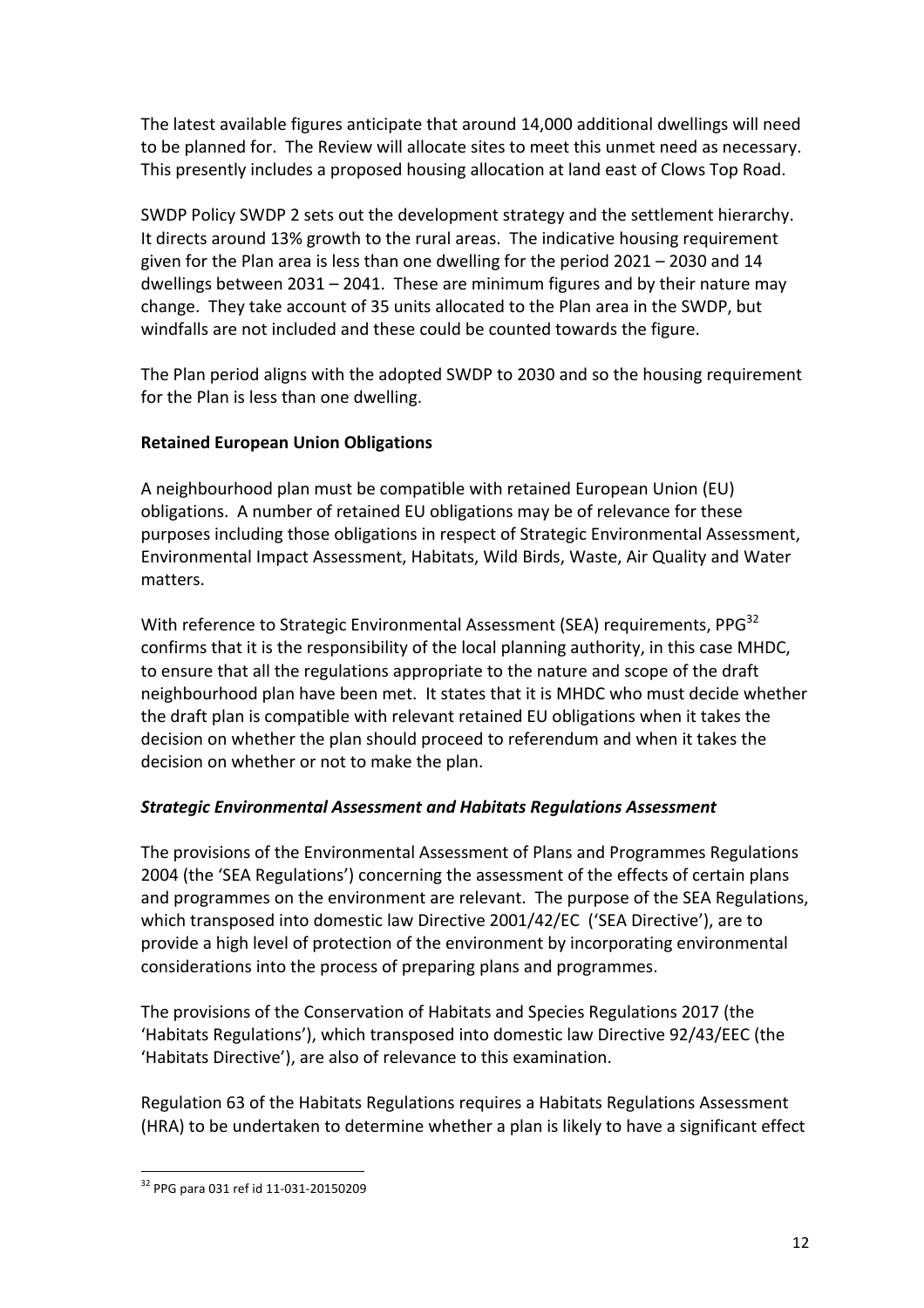The latest available figures anticipate that around 14,000 additional dwellings will need to be planned for. The Review will allocate sites to meet this unmet need as necessary. This presently includes a proposed housing allocation at land east of Clows Top Road.

SWDP Policy SWDP 2 sets out the development strategy and the settlement hierarchy. It directs around 13% growth to the rural areas. The indicative housing requirement given for the Plan area is less than one dwelling for the period 2021 – 2030 and 14 dwellings between 2031 – 2041. These are minimum figures and by their nature may change. They take account of 35 units allocated to the Plan area in the SWDP, but windfalls are not included and these could be counted towards the figure.

The Plan period aligns with the adopted SWDP to 2030 and so the housing requirement for the Plan is less than one dwelling.

**Retained European Union Obligations**

A neighbourhood plan must be compatible with retained European Union (EU) obligations. A number of retained EU obligations may be of relevance for these purposes including those obligations in respect of Strategic Environmental Assessment, Environmental Impact Assessment, Habitats, Wild Birds, Waste, Air Quality and Water matters.

With reference to Strategic Environmental Assessment (SEA) requirements, PPG[32] confirms that it is the responsibility of the local planning authority, in this case MHDC, to ensure that all the regulations appropriate to the nature and scope of the draft neighbourhood plan have been met. It states that it is MHDC who must decide whether the draft plan is compatible with relevant retained EU obligations when it takes the decision on whether the plan should proceed to referendum and when it takes the decision on whether or not to make the plan.

***Strategic Environmental Assessment and Habitats Regulations Assessment***

The provisions of the Environmental Assessment of Plans and Programmes Regulations 2004 (the 'SEA Regulations') concerning the assessment of the effects of certain plans and programmes on the environment are relevant. The purpose of the SEA Regulations, which transposed into domestic law Directive 2001/42/EC ('SEA Directive'), are to provide a high level of protection of the environment by incorporating environmental considerations into the process of preparing plans and programmes.

The provisions of the Conservation of Habitats and Species Regulations 2017 (the 'Habitats Regulations'), which transposed into domestic law Directive 92/43/EEC (the 'Habitats Directive'), are also of relevance to this examination.

Regulation 63 of the Habitats Regulations requires a Habitats Regulations Assessment (HRA) to be undertaken to determine whether a plan is likely to have a significant effect

---

[32] PPG para 031 ref id 11-031-20150209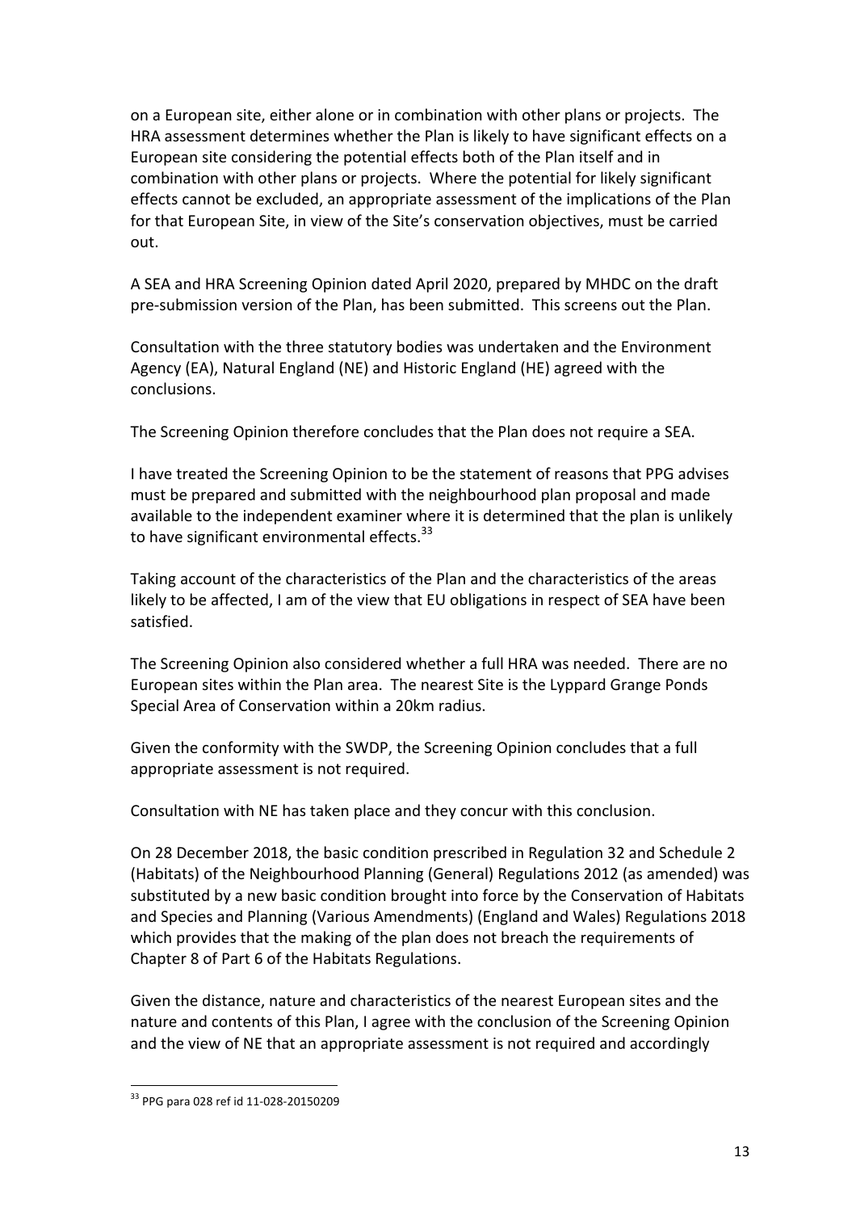on a European site, either alone or in combination with other plans or projects. The HRA assessment determines whether the Plan is likely to have significant effects on a European site considering the potential effects both of the Plan itself and in combination with other plans or projects. Where the potential for likely significant effects cannot be excluded, an appropriate assessment of the implications of the Plan for that European Site, in view of the Site's conservation objectives, must be carried out.

A SEA and HRA Screening Opinion dated April 2020, prepared by MHDC on the draft pre-submission version of the Plan, has been submitted. This screens out the Plan.

Consultation with the three statutory bodies was undertaken and the Environment Agency (EA), Natural England (NE) and Historic England (HE) agreed with the conclusions.

The Screening Opinion therefore concludes that the Plan does not require a SEA.

I have treated the Screening Opinion to be the statement of reasons that PPG advises must be prepared and submitted with the neighbourhood plan proposal and made available to the independent examiner where it is determined that the plan is unlikely to have significant environmental effects.[33]

Taking account of the characteristics of the Plan and the characteristics of the areas likely to be affected, I am of the view that EU obligations in respect of SEA have been satisfied.

The Screening Opinion also considered whether a full HRA was needed. There are no European sites within the Plan area. The nearest Site is the Lyppard Grange Ponds Special Area of Conservation within a 20km radius.

Given the conformity with the SWDP, the Screening Opinion concludes that a full appropriate assessment is not required.

Consultation with NE has taken place and they concur with this conclusion.

On 28 December 2018, the basic condition prescribed in Regulation 32 and Schedule 2 (Habitats) of the Neighbourhood Planning (General) Regulations 2012 (as amended) was substituted by a new basic condition brought into force by the Conservation of Habitats and Species and Planning (Various Amendments) (England and Wales) Regulations 2018 which provides that the making of the plan does not breach the requirements of Chapter 8 of Part 6 of the Habitats Regulations.

Given the distance, nature and characteristics of the nearest European sites and the nature and contents of this Plan, I agree with the conclusion of the Screening Opinion and the view of NE that an appropriate assessment is not required and accordingly

---

[33] PPG para 028 ref id 11-028-20150209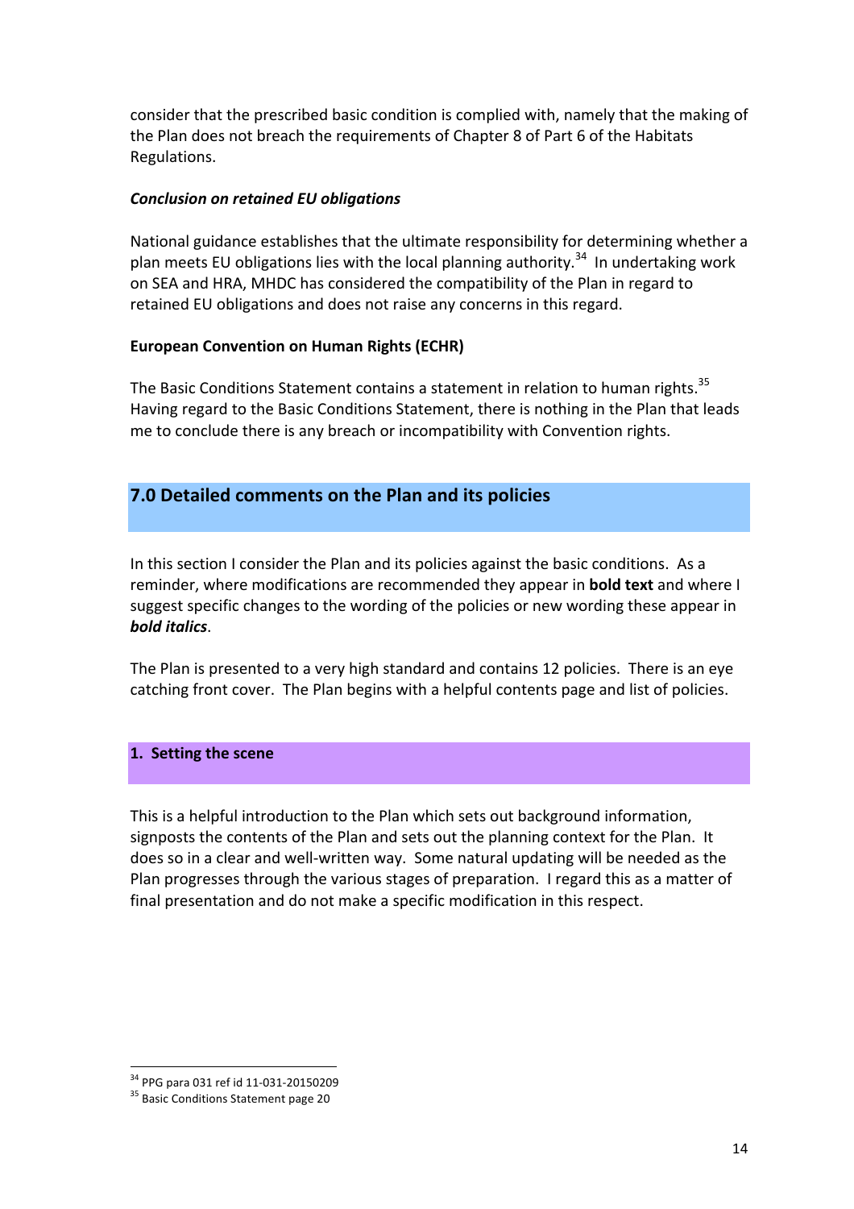consider that the prescribed basic condition is complied with, namely that the making of the Plan does not breach the requirements of Chapter 8 of Part 6 of the Habitats Regulations.

***Conclusion on retained EU obligations***

National guidance establishes that the ultimate responsibility for determining whether a plan meets EU obligations lies with the local planning authority.[34] In undertaking work on SEA and HRA, MHDC has considered the compatibility of the Plan in regard to retained EU obligations and does not raise any concerns in this regard.

**European Convention on Human Rights (ECHR)**

The Basic Conditions Statement contains a statement in relation to human rights.[35] Having regard to the Basic Conditions Statement, there is nothing in the Plan that leads me to conclude there is any breach or incompatibility with Convention rights.

## 7.0 Detailed comments on the Plan and its policies

In this section I consider the Plan and its policies against the basic conditions. As a reminder, where modifications are recommended they appear in **bold text** and where I suggest specific changes to the wording of the policies or new wording these appear in ***bold italics***.

The Plan is presented to a very high standard and contains 12 policies. There is an eye catching front cover. The Plan begins with a helpful contents page and list of policies.

### 1. Setting the scene

This is a helpful introduction to the Plan which sets out background information, signposts the contents of the Plan and sets out the planning context for the Plan. It does so in a clear and well-written way. Some natural updating will be needed as the Plan progresses through the various stages of preparation. I regard this as a matter of final presentation and do not make a specific modification in this respect.

---

[34] PPG para 031 ref id 11-031-20150209

[35] Basic Conditions Statement page 20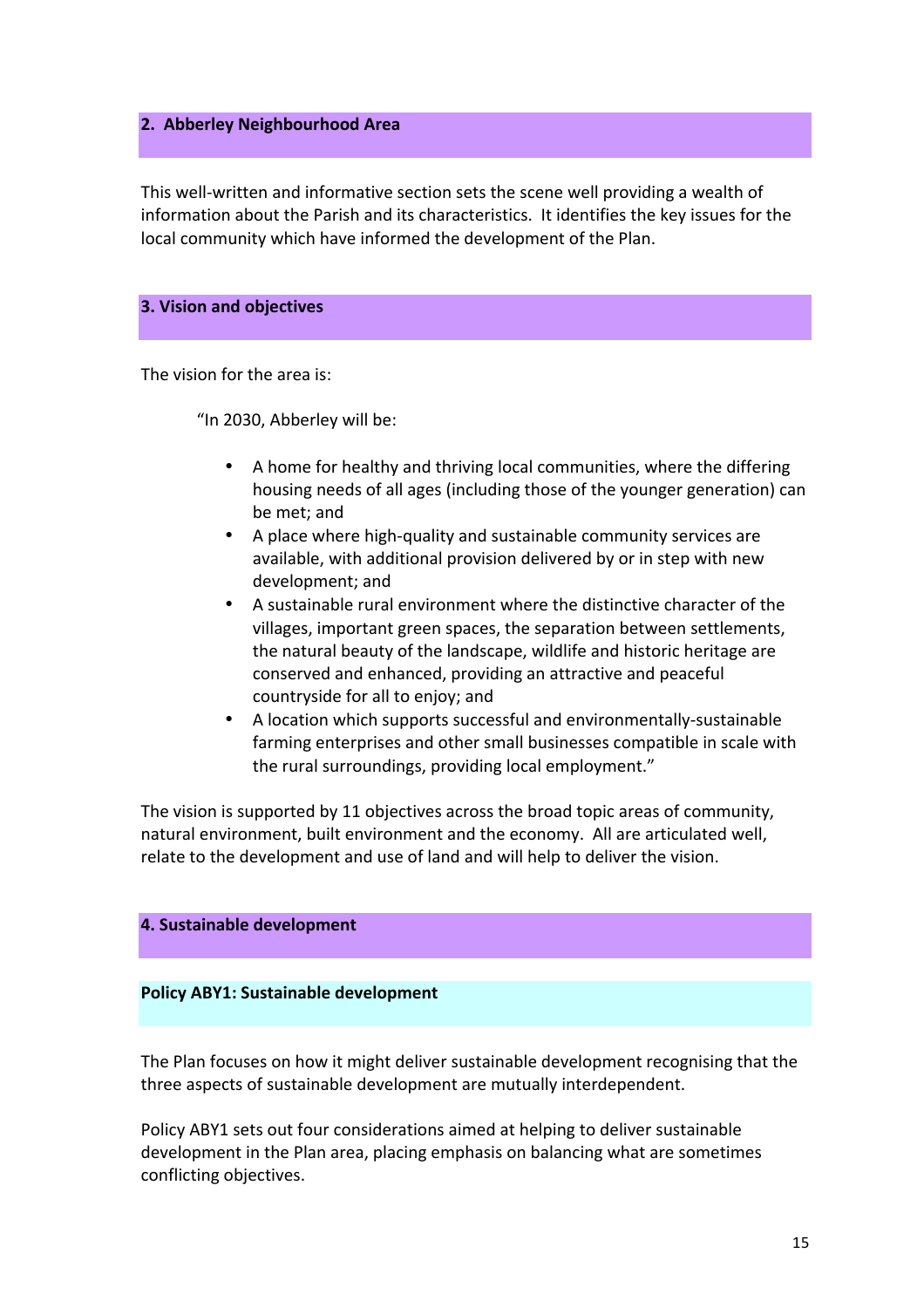## 2. Abberley Neighbourhood Area

This well-written and informative section sets the scene well providing a wealth of information about the Parish and its characteristics. It identifies the key issues for the local community which have informed the development of the Plan.

## 3. Vision and objectives

The vision for the area is:

> "In 2030, Abberley will be:
>
> - A home for healthy and thriving local communities, where the differing housing needs of all ages (including those of the younger generation) can be met; and
> - A place where high-quality and sustainable community services are available, with additional provision delivered by or in step with new development; and
> - A sustainable rural environment where the distinctive character of the villages, important green spaces, the separation between settlements, the natural beauty of the landscape, wildlife and historic heritage are conserved and enhanced, providing an attractive and peaceful countryside for all to enjoy; and
> - A location which supports successful and environmentally-sustainable farming enterprises and other small businesses compatible in scale with the rural surroundings, providing local employment."

The vision is supported by 11 objectives across the broad topic areas of community, natural environment, built environment and the economy. All are articulated well, relate to the development and use of land and will help to deliver the vision.

## 4. Sustainable development

### Policy ABY1: Sustainable development

The Plan focuses on how it might deliver sustainable development recognising that the three aspects of sustainable development are mutually interdependent.

Policy ABY1 sets out four considerations aimed at helping to deliver sustainable development in the Plan area, placing emphasis on balancing what are sometimes conflicting objectives.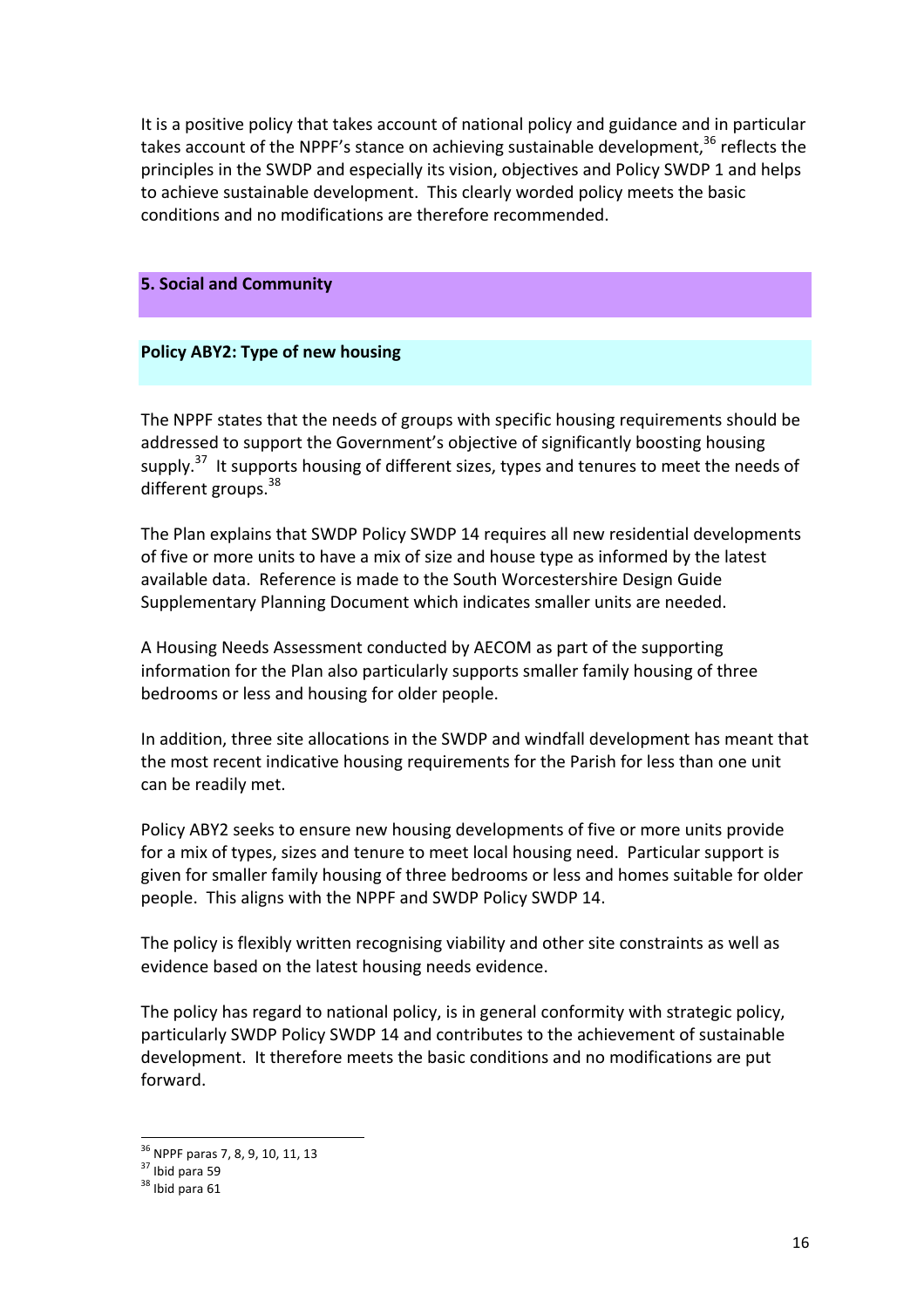It is a positive policy that takes account of national policy and guidance and in particular takes account of the NPPF's stance on achieving sustainable development,[36] reflects the principles in the SWDP and especially its vision, objectives and Policy SWDP 1 and helps to achieve sustainable development. This clearly worded policy meets the basic conditions and no modifications are therefore recommended.

## 5. Social and Community

### Policy ABY2: Type of new housing

The NPPF states that the needs of groups with specific housing requirements should be addressed to support the Government's objective of significantly boosting housing supply.[37] It supports housing of different sizes, types and tenures to meet the needs of different groups.[38]

The Plan explains that SWDP Policy SWDP 14 requires all new residential developments of five or more units to have a mix of size and house type as informed by the latest available data. Reference is made to the South Worcestershire Design Guide Supplementary Planning Document which indicates smaller units are needed.

A Housing Needs Assessment conducted by AECOM as part of the supporting information for the Plan also particularly supports smaller family housing of three bedrooms or less and housing for older people.

In addition, three site allocations in the SWDP and windfall development has meant that the most recent indicative housing requirements for the Parish for less than one unit can be readily met.

Policy ABY2 seeks to ensure new housing developments of five or more units provide for a mix of types, sizes and tenure to meet local housing need. Particular support is given for smaller family housing of three bedrooms or less and homes suitable for older people. This aligns with the NPPF and SWDP Policy SWDP 14.

The policy is flexibly written recognising viability and other site constraints as well as evidence based on the latest housing needs evidence.

The policy has regard to national policy, is in general conformity with strategic policy, particularly SWDP Policy SWDP 14 and contributes to the achievement of sustainable development. It therefore meets the basic conditions and no modifications are put forward.

---

[36] NPPF paras 7, 8, 9, 10, 11, 13

[37] Ibid para 59

[38] Ibid para 61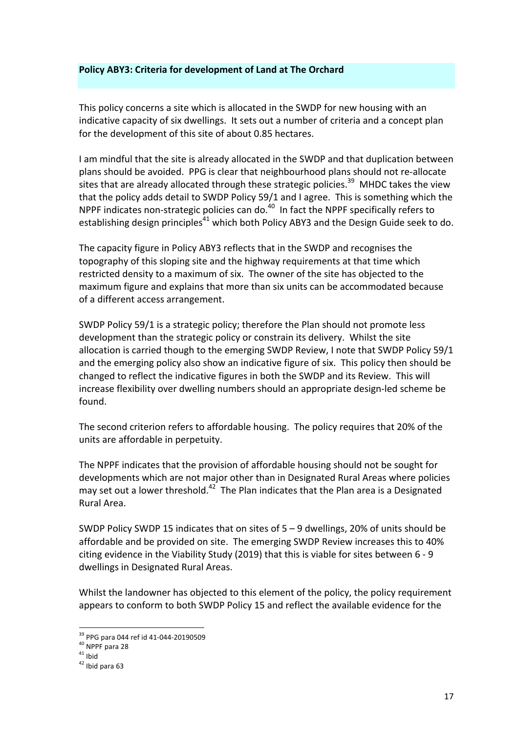**Policy ABY3: Criteria for development of Land at The Orchard**

This policy concerns a site which is allocated in the SWDP for new housing with an indicative capacity of six dwellings. It sets out a number of criteria and a concept plan for the development of this site of about 0.85 hectares.

I am mindful that the site is already allocated in the SWDP and that duplication between plans should be avoided. PPG is clear that neighbourhood plans should not re-allocate sites that are already allocated through these strategic policies.[39] MHDC takes the view that the policy adds detail to SWDP Policy 59/1 and I agree. This is something which the NPPF indicates non-strategic policies can do.[40] In fact the NPPF specifically refers to establishing design principles[41] which both Policy ABY3 and the Design Guide seek to do.

The capacity figure in Policy ABY3 reflects that in the SWDP and recognises the topography of this sloping site and the highway requirements at that time which restricted density to a maximum of six. The owner of the site has objected to the maximum figure and explains that more than six units can be accommodated because of a different access arrangement.

SWDP Policy 59/1 is a strategic policy; therefore the Plan should not promote less development than the strategic policy or constrain its delivery. Whilst the site allocation is carried though to the emerging SWDP Review, I note that SWDP Policy 59/1 and the emerging policy also show an indicative figure of six. This policy then should be changed to reflect the indicative figures in both the SWDP and its Review. This will increase flexibility over dwelling numbers should an appropriate design-led scheme be found.

The second criterion refers to affordable housing. The policy requires that 20% of the units are affordable in perpetuity.

The NPPF indicates that the provision of affordable housing should not be sought for developments which are not major other than in Designated Rural Areas where policies may set out a lower threshold.[42] The Plan indicates that the Plan area is a Designated Rural Area.

SWDP Policy SWDP 15 indicates that on sites of 5 – 9 dwellings, 20% of units should be affordable and be provided on site. The emerging SWDP Review increases this to 40% citing evidence in the Viability Study (2019) that this is viable for sites between 6 - 9 dwellings in Designated Rural Areas.

Whilst the landowner has objected to this element of the policy, the policy requirement appears to conform to both SWDP Policy 15 and reflect the available evidence for the

---

[39] PPG para 044 ref id 41-044-20190509
[40] NPPF para 28
[41] Ibid
[42] Ibid para 63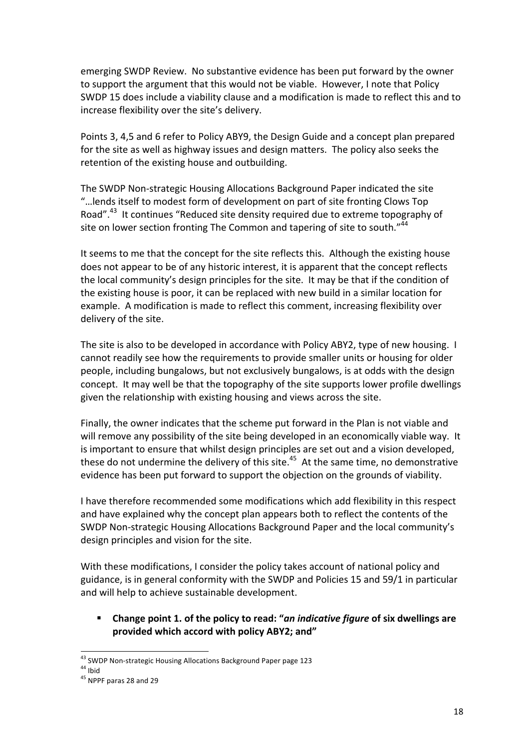emerging SWDP Review. No substantive evidence has been put forward by the owner to support the argument that this would not be viable. However, I note that Policy SWDP 15 does include a viability clause and a modification is made to reflect this and to increase flexibility over the site's delivery.

Points 3, 4,5 and 6 refer to Policy ABY9, the Design Guide and a concept plan prepared for the site as well as highway issues and design matters. The policy also seeks the retention of the existing house and outbuilding.

The SWDP Non-strategic Housing Allocations Background Paper indicated the site "…lends itself to modest form of development on part of site fronting Clows Top Road".[43] It continues "Reduced site density required due to extreme topography of site on lower section fronting The Common and tapering of site to south."[44]

It seems to me that the concept for the site reflects this. Although the existing house does not appear to be of any historic interest, it is apparent that the concept reflects the local community's design principles for the site. It may be that if the condition of the existing house is poor, it can be replaced with new build in a similar location for example. A modification is made to reflect this comment, increasing flexibility over delivery of the site.

The site is also to be developed in accordance with Policy ABY2, type of new housing. I cannot readily see how the requirements to provide smaller units or housing for older people, including bungalows, but not exclusively bungalows, is at odds with the design concept. It may well be that the topography of the site supports lower profile dwellings given the relationship with existing housing and views across the site.

Finally, the owner indicates that the scheme put forward in the Plan is not viable and will remove any possibility of the site being developed in an economically viable way. It is important to ensure that whilst design principles are set out and a vision developed, these do not undermine the delivery of this site.[45] At the same time, no demonstrative evidence has been put forward to support the objection on the grounds of viability.

I have therefore recommended some modifications which add flexibility in this respect and have explained why the concept plan appears both to reflect the contents of the SWDP Non-strategic Housing Allocations Background Paper and the local community's design principles and vision for the site.

With these modifications, I consider the policy takes account of national policy and guidance, is in general conformity with the SWDP and Policies 15 and 59/1 in particular and will help to achieve sustainable development.

- **Change point 1. of the policy to read: "*an indicative figure* of six dwellings are provided which accord with policy ABY2; and"**

---

[43] SWDP Non-strategic Housing Allocations Background Paper page 123

[44] Ibid

[45] NPPF paras 28 and 29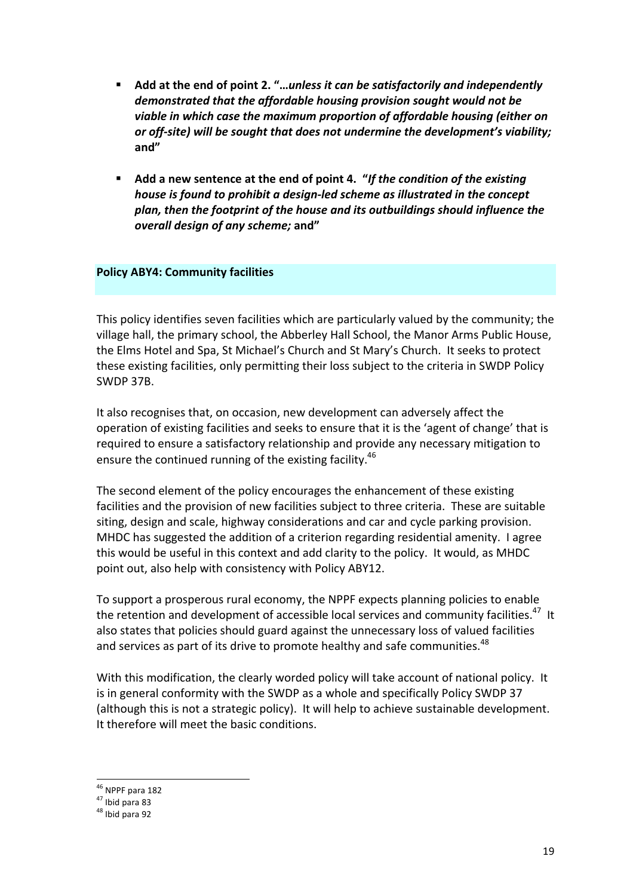- **Add at the end of point 2. "…*unless it can be satisfactorily and independently demonstrated that the affordable housing provision sought would not be viable in which case the maximum proportion of affordable housing (either on or off-site) will be sought that does not undermine the development's viability;* and"**

- **Add a new sentence at the end of point 4. "*If the condition of the existing house is found to prohibit a design-led scheme as illustrated in the concept plan, then the footprint of the house and its outbuildings should influence the overall design of any scheme;* and"**

## Policy ABY4: Community facilities

This policy identifies seven facilities which are particularly valued by the community; the village hall, the primary school, the Abberley Hall School, the Manor Arms Public House, the Elms Hotel and Spa, St Michael's Church and St Mary's Church. It seeks to protect these existing facilities, only permitting their loss subject to the criteria in SWDP Policy SWDP 37B.

It also recognises that, on occasion, new development can adversely affect the operation of existing facilities and seeks to ensure that it is the 'agent of change' that is required to ensure a satisfactory relationship and provide any necessary mitigation to ensure the continued running of the existing facility.[46]

The second element of the policy encourages the enhancement of these existing facilities and the provision of new facilities subject to three criteria. These are suitable siting, design and scale, highway considerations and car and cycle parking provision. MHDC has suggested the addition of a criterion regarding residential amenity. I agree this would be useful in this context and add clarity to the policy. It would, as MHDC point out, also help with consistency with Policy ABY12.

To support a prosperous rural economy, the NPPF expects planning policies to enable the retention and development of accessible local services and community facilities.[47] It also states that policies should guard against the unnecessary loss of valued facilities and services as part of its drive to promote healthy and safe communities.[48]

With this modification, the clearly worded policy will take account of national policy. It is in general conformity with the SWDP as a whole and specifically Policy SWDP 37 (although this is not a strategic policy). It will help to achieve sustainable development. It therefore will meet the basic conditions.

---

[46] NPPF para 182
[47] Ibid para 83
[48] Ibid para 92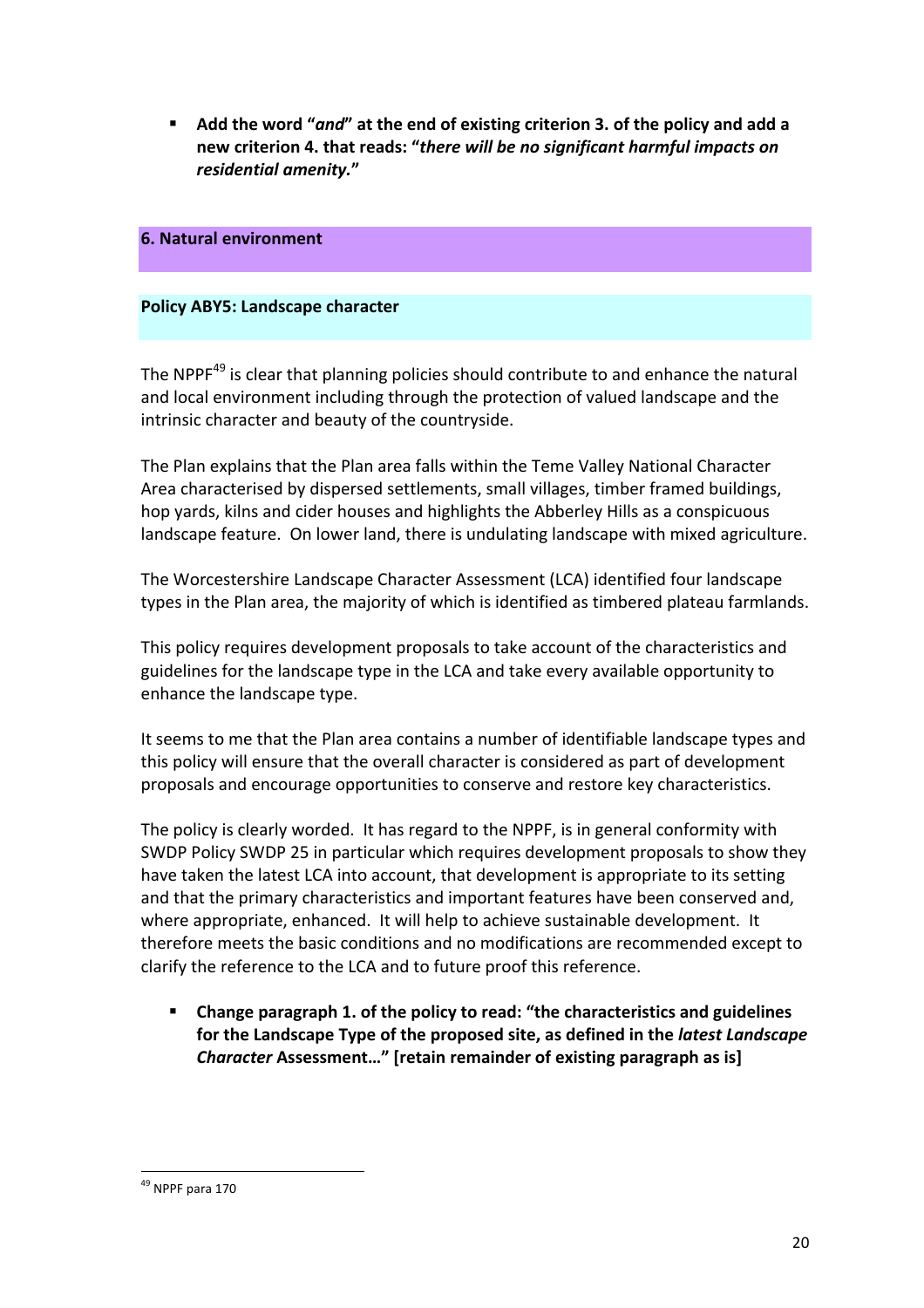- **Add the word "*and*" at the end of existing criterion 3. of the policy and add a new criterion 4. that reads: "*there will be no significant harmful impacts on residential amenity.*"**

## 6. Natural environment

### Policy ABY5: Landscape character

The NPPF[49] is clear that planning policies should contribute to and enhance the natural and local environment including through the protection of valued landscape and the intrinsic character and beauty of the countryside.

The Plan explains that the Plan area falls within the Teme Valley National Character Area characterised by dispersed settlements, small villages, timber framed buildings, hop yards, kilns and cider houses and highlights the Abberley Hills as a conspicuous landscape feature. On lower land, there is undulating landscape with mixed agriculture.

The Worcestershire Landscape Character Assessment (LCA) identified four landscape types in the Plan area, the majority of which is identified as timbered plateau farmlands.

This policy requires development proposals to take account of the characteristics and guidelines for the landscape type in the LCA and take every available opportunity to enhance the landscape type.

It seems to me that the Plan area contains a number of identifiable landscape types and this policy will ensure that the overall character is considered as part of development proposals and encourage opportunities to conserve and restore key characteristics.

The policy is clearly worded. It has regard to the NPPF, is in general conformity with SWDP Policy SWDP 25 in particular which requires development proposals to show they have taken the latest LCA into account, that development is appropriate to its setting and that the primary characteristics and important features have been conserved and, where appropriate, enhanced. It will help to achieve sustainable development. It therefore meets the basic conditions and no modifications are recommended except to clarify the reference to the LCA and to future proof this reference.

- **Change paragraph 1. of the policy to read: "the characteristics and guidelines for the Landscape Type of the proposed site, as defined in the *latest Landscape Character* Assessment…" [retain remainder of existing paragraph as is]**

---

[49] NPPF para 170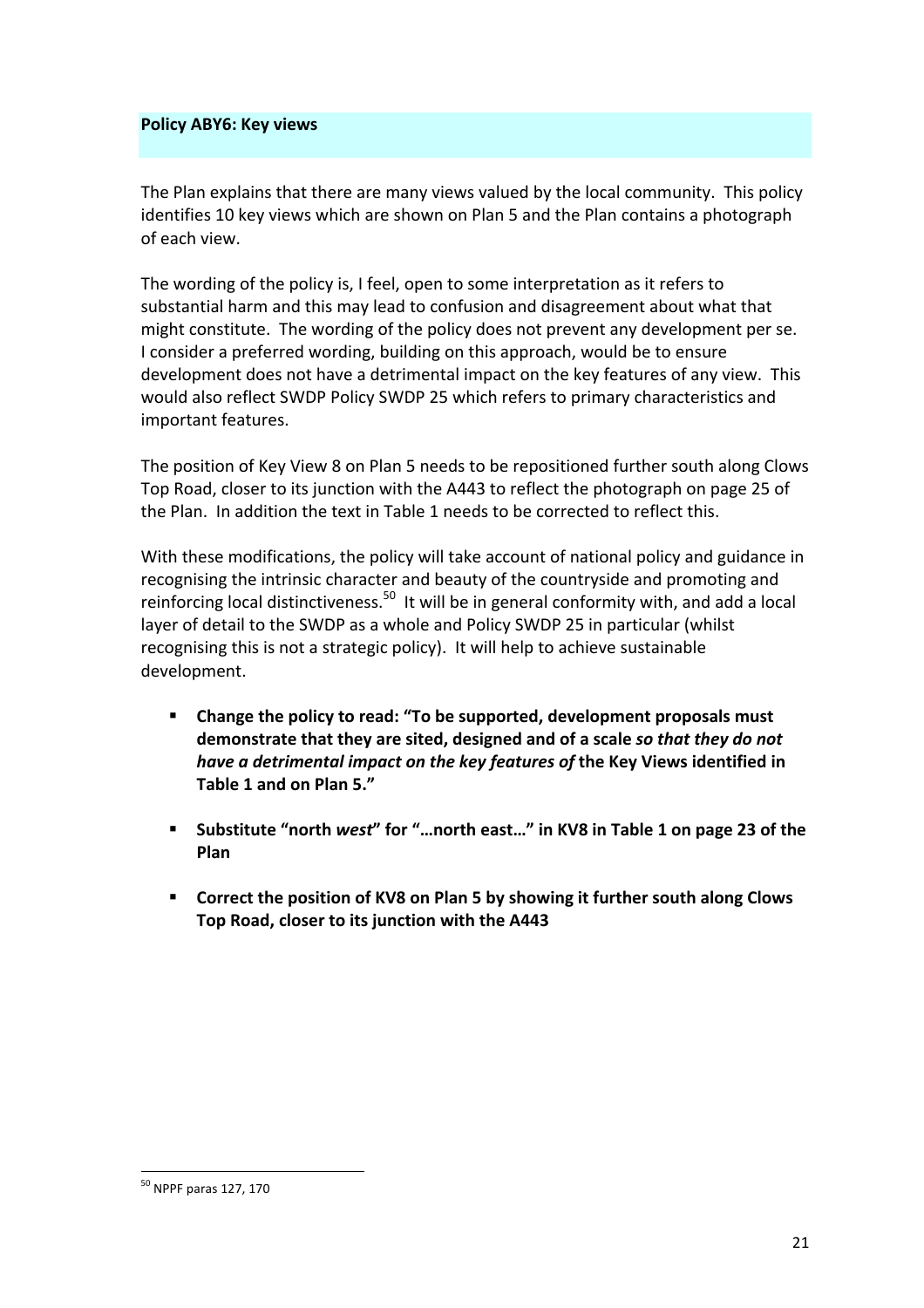## Policy ABY6: Key views

The Plan explains that there are many views valued by the local community. This policy identifies 10 key views which are shown on Plan 5 and the Plan contains a photograph of each view.

The wording of the policy is, I feel, open to some interpretation as it refers to substantial harm and this may lead to confusion and disagreement about what that might constitute. The wording of the policy does not prevent any development per se. I consider a preferred wording, building on this approach, would be to ensure development does not have a detrimental impact on the key features of any view. This would also reflect SWDP Policy SWDP 25 which refers to primary characteristics and important features.

The position of Key View 8 on Plan 5 needs to be repositioned further south along Clows Top Road, closer to its junction with the A443 to reflect the photograph on page 25 of the Plan. In addition the text in Table 1 needs to be corrected to reflect this.

With these modifications, the policy will take account of national policy and guidance in recognising the intrinsic character and beauty of the countryside and promoting and reinforcing local distinctiveness.[50] It will be in general conformity with, and add a local layer of detail to the SWDP as a whole and Policy SWDP 25 in particular (whilst recognising this is not a strategic policy). It will help to achieve sustainable development.

- **Change the policy to read: "To be supported, development proposals must demonstrate that they are sited, designed and of a scale *so that they do not have a detrimental impact on the key features of* the Key Views identified in Table 1 and on Plan 5."**
- **Substitute "north *west*" for "…north east…" in KV8 in Table 1 on page 23 of the Plan**
- **Correct the position of KV8 on Plan 5 by showing it further south along Clows Top Road, closer to its junction with the A443**

[50] NPPF paras 127, 170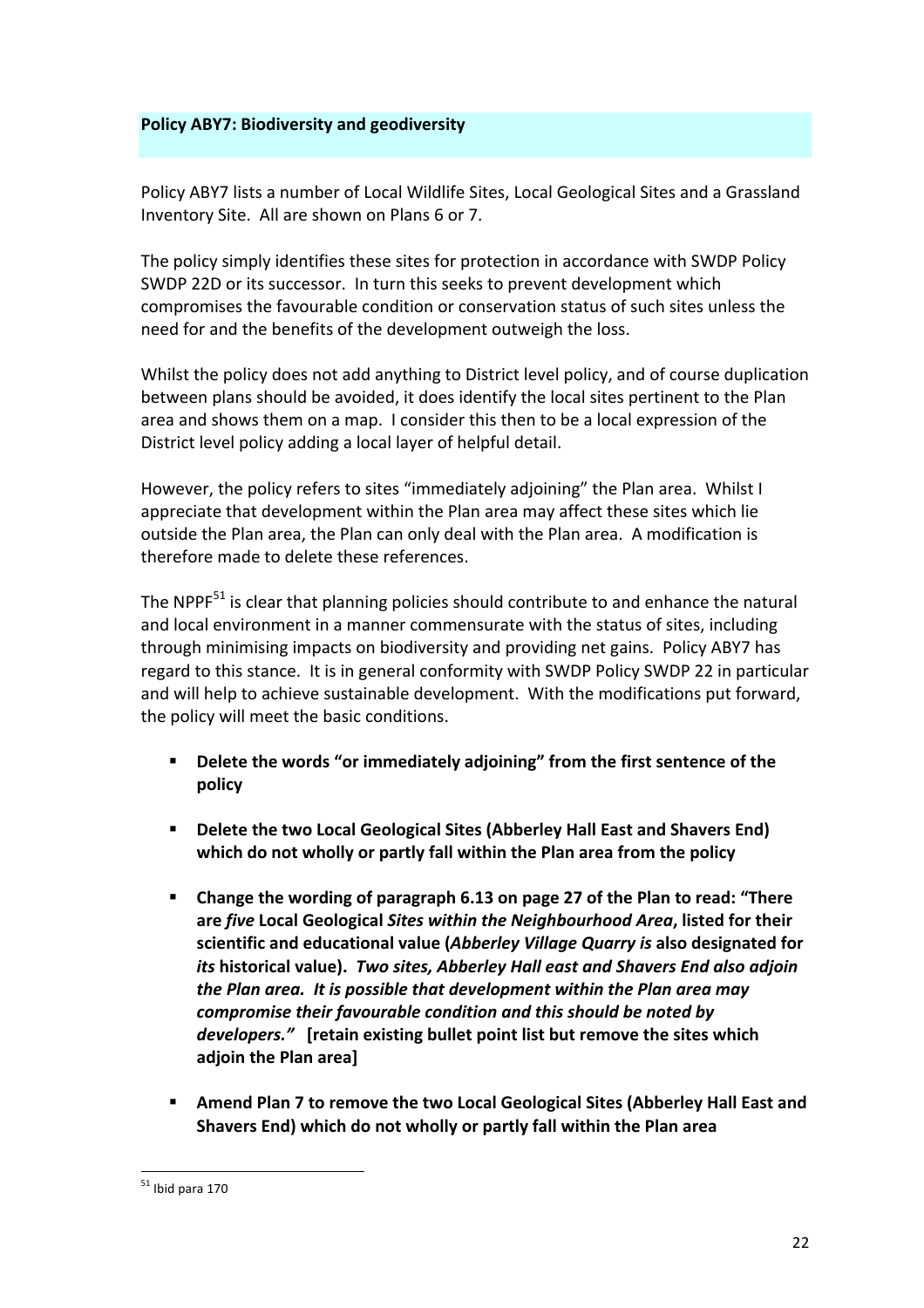**Policy ABY7: Biodiversity and geodiversity**

Policy ABY7 lists a number of Local Wildlife Sites, Local Geological Sites and a Grassland Inventory Site. All are shown on Plans 6 or 7.

The policy simply identifies these sites for protection in accordance with SWDP Policy SWDP 22D or its successor. In turn this seeks to prevent development which compromises the favourable condition or conservation status of such sites unless the need for and the benefits of the development outweigh the loss.

Whilst the policy does not add anything to District level policy, and of course duplication between plans should be avoided, it does identify the local sites pertinent to the Plan area and shows them on a map. I consider this then to be a local expression of the District level policy adding a local layer of helpful detail.

However, the policy refers to sites "immediately adjoining" the Plan area. Whilst I appreciate that development within the Plan area may affect these sites which lie outside the Plan area, the Plan can only deal with the Plan area. A modification is therefore made to delete these references.

The NPPF[51] is clear that planning policies should contribute to and enhance the natural and local environment in a manner commensurate with the status of sites, including through minimising impacts on biodiversity and providing net gains. Policy ABY7 has regard to this stance. It is in general conformity with SWDP Policy SWDP 22 in particular and will help to achieve sustainable development. With the modifications put forward, the policy will meet the basic conditions.

- **Delete the words "or immediately adjoining" from the first sentence of the policy**

- **Delete the two Local Geological Sites (Abberley Hall East and Shavers End) which do not wholly or partly fall within the Plan area from the policy**

- **Change the wording of paragraph 6.13 on page 27 of the Plan to read: "There are *five* Local Geological *Sites within the Neighbourhood Area*, listed for their scientific and educational value (*Abberley Village Quarry is* also designated for *its* historical value). *Two sites, Abberley Hall east and Shavers End also adjoin the Plan area. It is possible that development within the Plan area may compromise their favourable condition and this should be noted by developers."* [retain existing bullet point list but remove the sites which adjoin the Plan area]**

- **Amend Plan 7 to remove the two Local Geological Sites (Abberley Hall East and Shavers End) which do not wholly or partly fall within the Plan area**

---

[51] Ibid para 170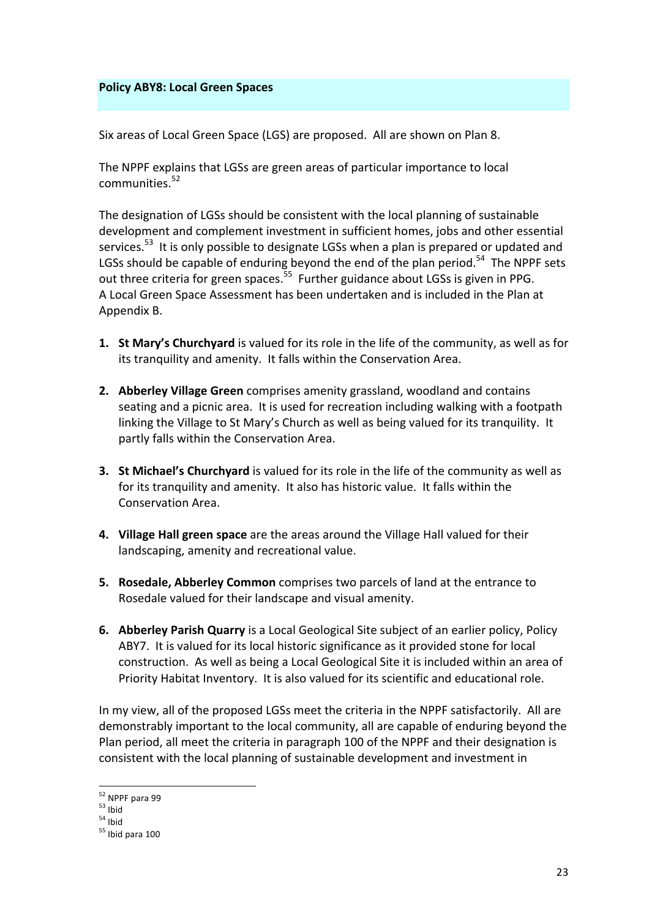## Policy ABY8: Local Green Spaces

Six areas of Local Green Space (LGS) are proposed. All are shown on Plan 8.

The NPPF explains that LGSs are green areas of particular importance to local communities.[52]

The designation of LGSs should be consistent with the local planning of sustainable development and complement investment in sufficient homes, jobs and other essential services.[53] It is only possible to designate LGSs when a plan is prepared or updated and LGSs should be capable of enduring beyond the end of the plan period.[54] The NPPF sets out three criteria for green spaces.[55] Further guidance about LGSs is given in PPG. A Local Green Space Assessment has been undertaken and is included in the Plan at Appendix B.

1. **St Mary's Churchyard** is valued for its role in the life of the community, as well as for its tranquility and amenity. It falls within the Conservation Area.

2. **Abberley Village Green** comprises amenity grassland, woodland and contains seating and a picnic area. It is used for recreation including walking with a footpath linking the Village to St Mary's Church as well as being valued for its tranquility. It partly falls within the Conservation Area.

3. **St Michael's Churchyard** is valued for its role in the life of the community as well as for its tranquility and amenity. It also has historic value. It falls within the Conservation Area.

4. **Village Hall green space** are the areas around the Village Hall valued for their landscaping, amenity and recreational value.

5. **Rosedale, Abberley Common** comprises two parcels of land at the entrance to Rosedale valued for their landscape and visual amenity.

6. **Abberley Parish Quarry** is a Local Geological Site subject of an earlier policy, Policy ABY7. It is valued for its local historic significance as it provided stone for local construction. As well as being a Local Geological Site it is included within an area of Priority Habitat Inventory. It is also valued for its scientific and educational role.

In my view, all of the proposed LGSs meet the criteria in the NPPF satisfactorily. All are demonstrably important to the local community, all are capable of enduring beyond the Plan period, all meet the criteria in paragraph 100 of the NPPF and their designation is consistent with the local planning of sustainable development and investment in

---

[52] NPPF para 99
[53] Ibid
[54] Ibid
[55] Ibid para 100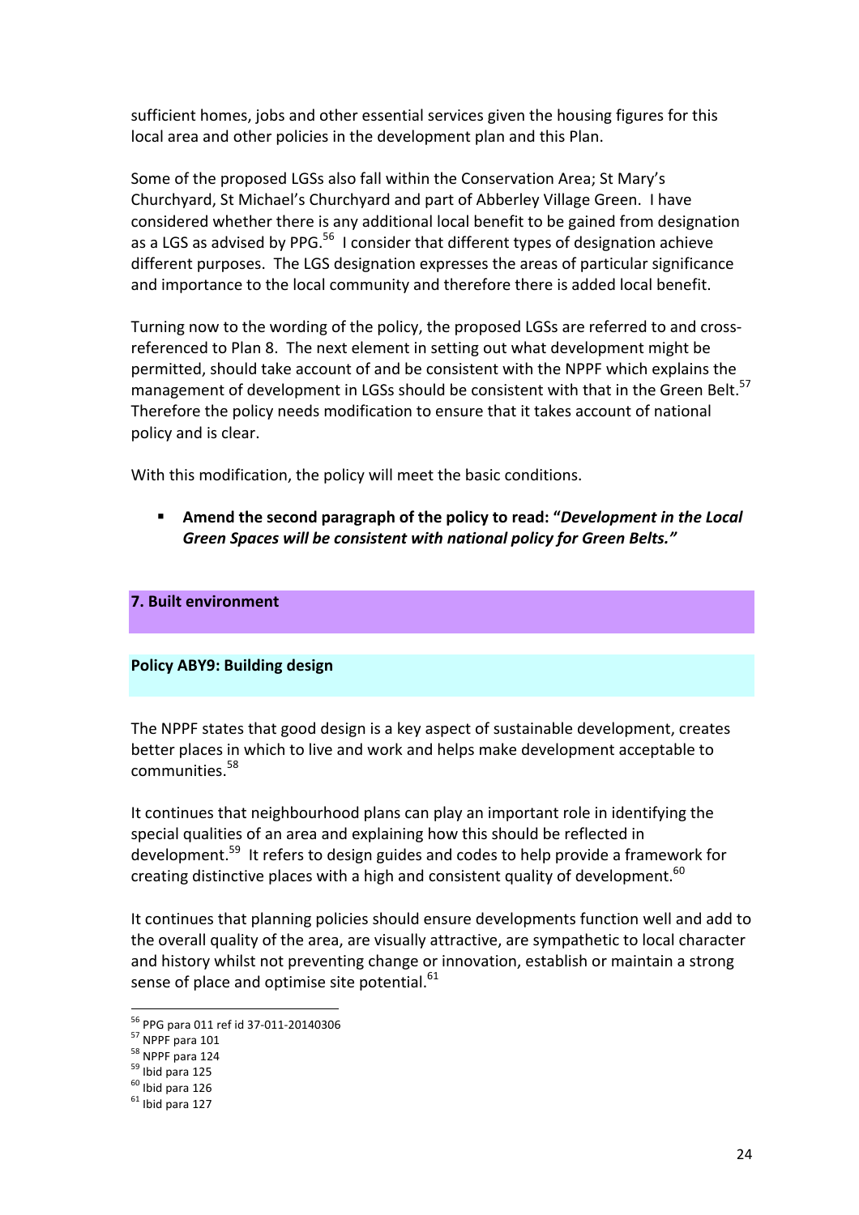sufficient homes, jobs and other essential services given the housing figures for this local area and other policies in the development plan and this Plan.

Some of the proposed LGSs also fall within the Conservation Area; St Mary's Churchyard, St Michael's Churchyard and part of Abberley Village Green. I have considered whether there is any additional local benefit to be gained from designation as a LGS as advised by PPG.[56] I consider that different types of designation achieve different purposes. The LGS designation expresses the areas of particular significance and importance to the local community and therefore there is added local benefit.

Turning now to the wording of the policy, the proposed LGSs are referred to and cross-referenced to Plan 8. The next element in setting out what development might be permitted, should take account of and be consistent with the NPPF which explains the management of development in LGSs should be consistent with that in the Green Belt.[57] Therefore the policy needs modification to ensure that it takes account of national policy and is clear.

With this modification, the policy will meet the basic conditions.

- **Amend the second paragraph of the policy to read: "*Development in the Local Green Spaces will be consistent with national policy for Green Belts.*"**

## 7. Built environment

### Policy ABY9: Building design

The NPPF states that good design is a key aspect of sustainable development, creates better places in which to live and work and helps make development acceptable to communities.[58]

It continues that neighbourhood plans can play an important role in identifying the special qualities of an area and explaining how this should be reflected in development.[59] It refers to design guides and codes to help provide a framework for creating distinctive places with a high and consistent quality of development.[60]

It continues that planning policies should ensure developments function well and add to the overall quality of the area, are visually attractive, are sympathetic to local character and history whilst not preventing change or innovation, establish or maintain a strong sense of place and optimise site potential.[61]

---

[56] PPG para 011 ref id 37-011-20140306
[57] NPPF para 101
[58] NPPF para 124
[59] Ibid para 125
[60] Ibid para 126
[61] Ibid para 127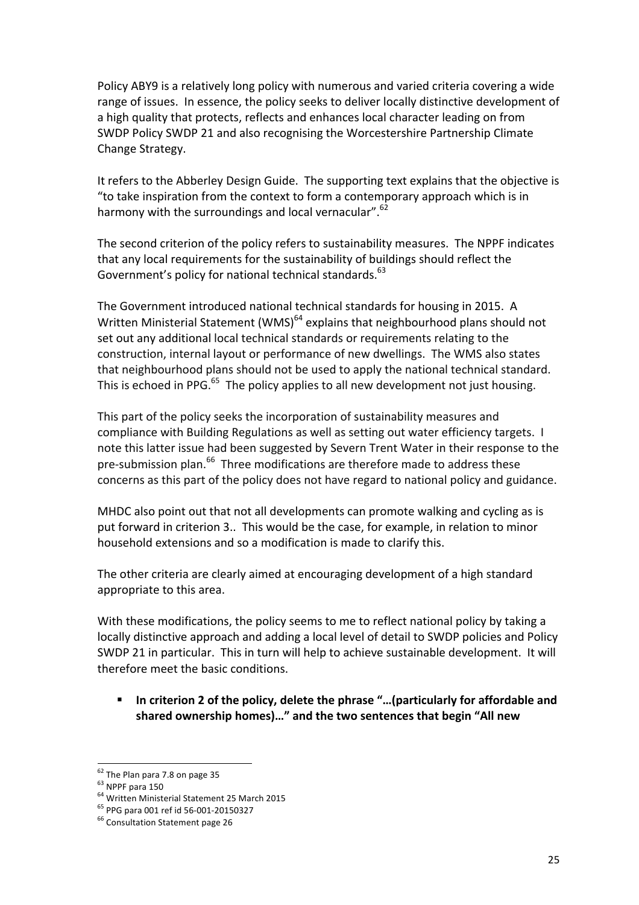Policy ABY9 is a relatively long policy with numerous and varied criteria covering a wide range of issues. In essence, the policy seeks to deliver locally distinctive development of a high quality that protects, reflects and enhances local character leading on from SWDP Policy SWDP 21 and also recognising the Worcestershire Partnership Climate Change Strategy.

It refers to the Abberley Design Guide. The supporting text explains that the objective is "to take inspiration from the context to form a contemporary approach which is in harmony with the surroundings and local vernacular".[62]

The second criterion of the policy refers to sustainability measures. The NPPF indicates that any local requirements for the sustainability of buildings should reflect the Government's policy for national technical standards.[63]

The Government introduced national technical standards for housing in 2015. A Written Ministerial Statement (WMS)[64] explains that neighbourhood plans should not set out any additional local technical standards or requirements relating to the construction, internal layout or performance of new dwellings. The WMS also states that neighbourhood plans should not be used to apply the national technical standard. This is echoed in PPG.[65] The policy applies to all new development not just housing.

This part of the policy seeks the incorporation of sustainability measures and compliance with Building Regulations as well as setting out water efficiency targets. I note this latter issue had been suggested by Severn Trent Water in their response to the pre-submission plan.[66] Three modifications are therefore made to address these concerns as this part of the policy does not have regard to national policy and guidance.

MHDC also point out that not all developments can promote walking and cycling as is put forward in criterion 3.. This would be the case, for example, in relation to minor household extensions and so a modification is made to clarify this.

The other criteria are clearly aimed at encouraging development of a high standard appropriate to this area.

With these modifications, the policy seems to me to reflect national policy by taking a locally distinctive approach and adding a local level of detail to SWDP policies and Policy SWDP 21 in particular. This in turn will help to achieve sustainable development. It will therefore meet the basic conditions.

- **In criterion 2 of the policy, delete the phrase "…(particularly for affordable and shared ownership homes)…" and the two sentences that begin "All new**

---

[62] The Plan para 7.8 on page 35

[63] NPPF para 150

[64] Written Ministerial Statement 25 March 2015

[65] PPG para 001 ref id 56-001-20150327

[66] Consultation Statement page 26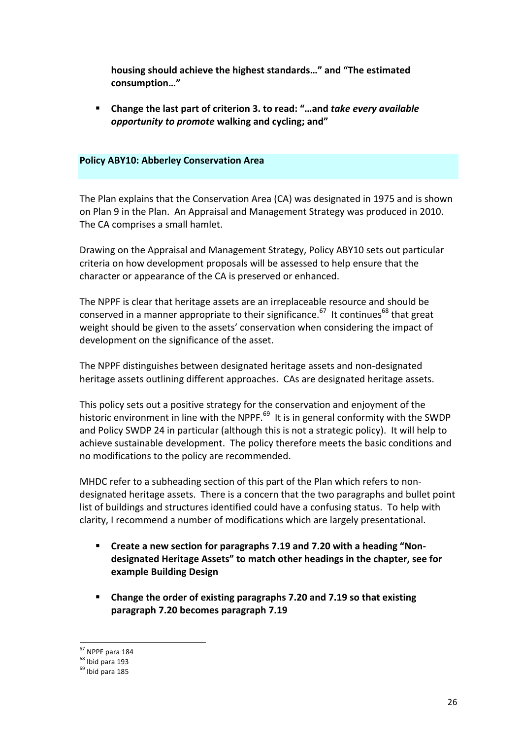**housing should achieve the highest standards…" and "The estimated consumption…"**

- **Change the last part of criterion 3. to read: "…and *take every available opportunity to promote* walking and cycling; and"**

## Policy ABY10: Abberley Conservation Area

The Plan explains that the Conservation Area (CA) was designated in 1975 and is shown on Plan 9 in the Plan. An Appraisal and Management Strategy was produced in 2010. The CA comprises a small hamlet.

Drawing on the Appraisal and Management Strategy, Policy ABY10 sets out particular criteria on how development proposals will be assessed to help ensure that the character or appearance of the CA is preserved or enhanced.

The NPPF is clear that heritage assets are an irreplaceable resource and should be conserved in a manner appropriate to their significance.[67] It continues[68] that great weight should be given to the assets' conservation when considering the impact of development on the significance of the asset.

The NPPF distinguishes between designated heritage assets and non-designated heritage assets outlining different approaches. CAs are designated heritage assets.

This policy sets out a positive strategy for the conservation and enjoyment of the historic environment in line with the NPPF.[69] It is in general conformity with the SWDP and Policy SWDP 24 in particular (although this is not a strategic policy). It will help to achieve sustainable development. The policy therefore meets the basic conditions and no modifications to the policy are recommended.

MHDC refer to a subheading section of this part of the Plan which refers to non-designated heritage assets. There is a concern that the two paragraphs and bullet point list of buildings and structures identified could have a confusing status. To help with clarity, I recommend a number of modifications which are largely presentational.

- **Create a new section for paragraphs 7.19 and 7.20 with a heading "Non-designated Heritage Assets" to match other headings in the chapter, see for example Building Design**

- **Change the order of existing paragraphs 7.20 and 7.19 so that existing paragraph 7.20 becomes paragraph 7.19**

---

[67] NPPF para 184

[68] Ibid para 193

[69] Ibid para 185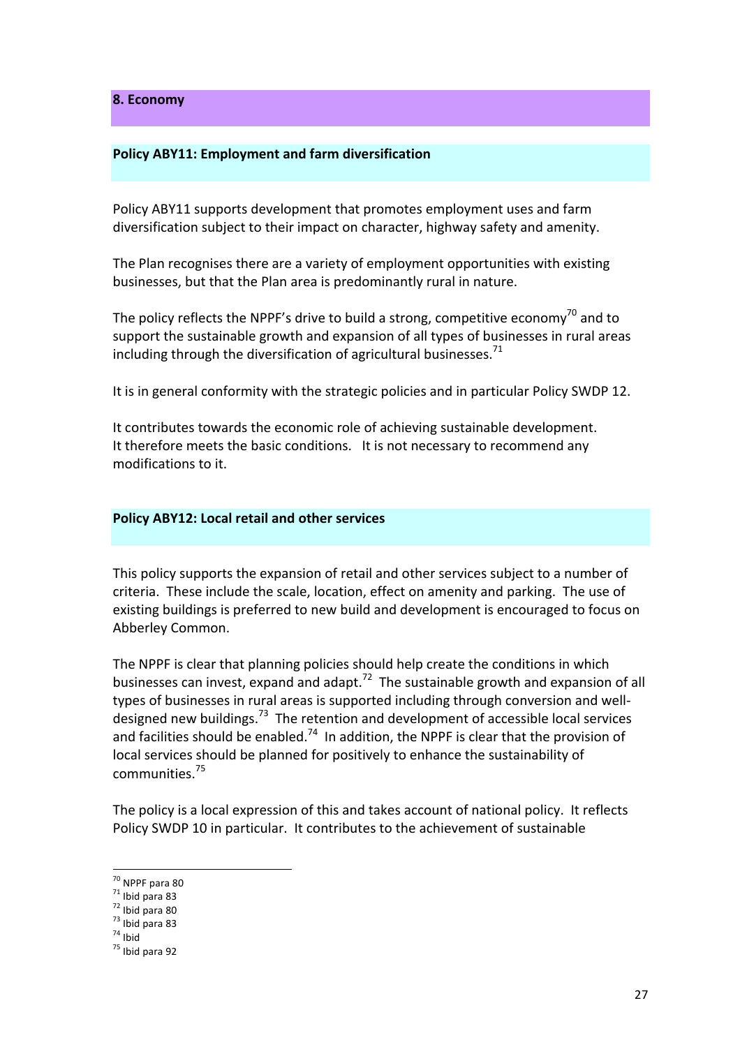## 8. Economy

### Policy ABY11: Employment and farm diversification

Policy ABY11 supports development that promotes employment uses and farm diversification subject to their impact on character, highway safety and amenity.

The Plan recognises there are a variety of employment opportunities with existing businesses, but that the Plan area is predominantly rural in nature.

The policy reflects the NPPF's drive to build a strong, competitive economy[70] and to support the sustainable growth and expansion of all types of businesses in rural areas including through the diversification of agricultural businesses.[71]

It is in general conformity with the strategic policies and in particular Policy SWDP 12.

It contributes towards the economic role of achieving sustainable development. It therefore meets the basic conditions. It is not necessary to recommend any modifications to it.

### Policy ABY12: Local retail and other services

This policy supports the expansion of retail and other services subject to a number of criteria. These include the scale, location, effect on amenity and parking. The use of existing buildings is preferred to new build and development is encouraged to focus on Abberley Common.

The NPPF is clear that planning policies should help create the conditions in which businesses can invest, expand and adapt.[72] The sustainable growth and expansion of all types of businesses in rural areas is supported including through conversion and well-designed new buildings.[73] The retention and development of accessible local services and facilities should be enabled.[74] In addition, the NPPF is clear that the provision of local services should be planned for positively to enhance the sustainability of communities.[75]

The policy is a local expression of this and takes account of national policy. It reflects Policy SWDP 10 in particular. It contributes to the achievement of sustainable

---

[70] NPPF para 80
[71] Ibid para 83
[72] Ibid para 80
[73] Ibid para 83
[74] Ibid
[75] Ibid para 92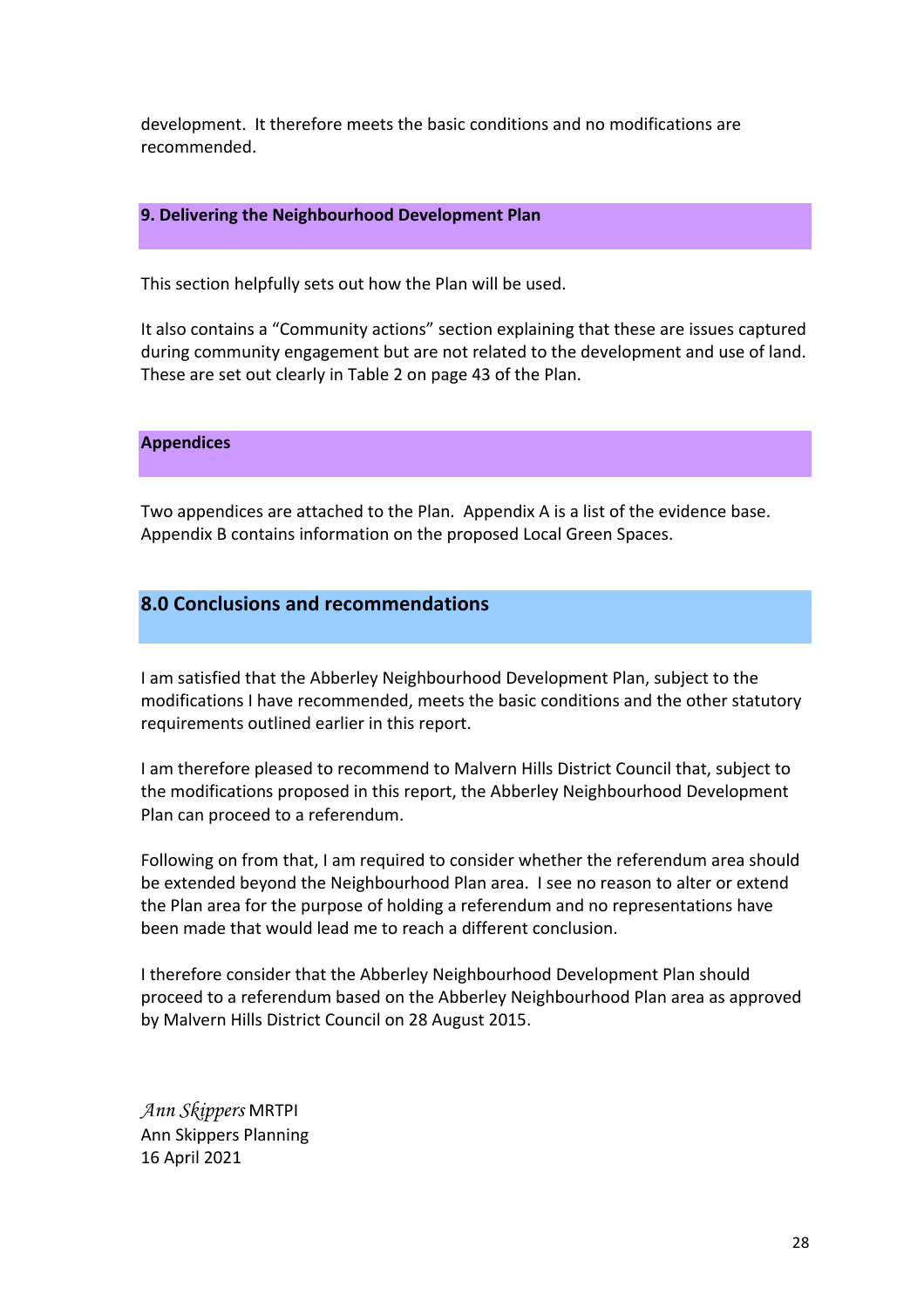development. It therefore meets the basic conditions and no modifications are recommended.

### 9. Delivering the Neighbourhood Development Plan

This section helpfully sets out how the Plan will be used.

It also contains a "Community actions" section explaining that these are issues captured during community engagement but are not related to the development and use of land. These are set out clearly in Table 2 on page 43 of the Plan.

### Appendices

Two appendices are attached to the Plan. Appendix A is a list of the evidence base. Appendix B contains information on the proposed Local Green Spaces.

## 8.0 Conclusions and recommendations

I am satisfied that the Abberley Neighbourhood Development Plan, subject to the modifications I have recommended, meets the basic conditions and the other statutory requirements outlined earlier in this report.

I am therefore pleased to recommend to Malvern Hills District Council that, subject to the modifications proposed in this report, the Abberley Neighbourhood Development Plan can proceed to a referendum.

Following on from that, I am required to consider whether the referendum area should be extended beyond the Neighbourhood Plan area. I see no reason to alter or extend the Plan area for the purpose of holding a referendum and no representations have been made that would lead me to reach a different conclusion.

I therefore consider that the Abberley Neighbourhood Development Plan should proceed to a referendum based on the Abberley Neighbourhood Plan area as approved by Malvern Hills District Council on 28 August 2015.

*Ann Skippers* MRTPI
Ann Skippers Planning
16 April 2021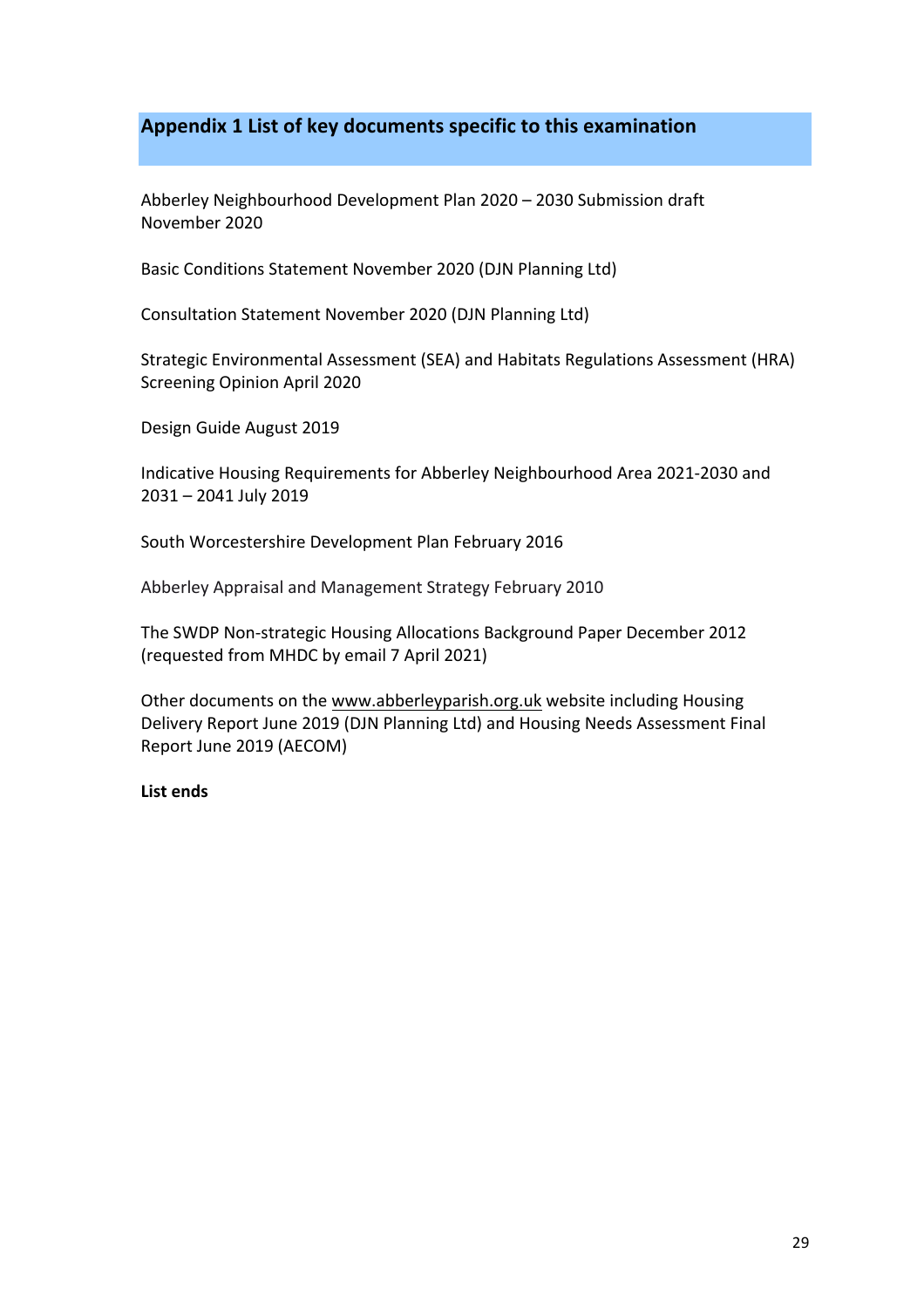## Appendix 1 List of key documents specific to this examination

Abberley Neighbourhood Development Plan 2020 – 2030 Submission draft November 2020

Basic Conditions Statement November 2020 (DJN Planning Ltd)

Consultation Statement November 2020 (DJN Planning Ltd)

Strategic Environmental Assessment (SEA) and Habitats Regulations Assessment (HRA) Screening Opinion April 2020

Design Guide August 2019

Indicative Housing Requirements for Abberley Neighbourhood Area 2021-2030 and 2031 – 2041 July 2019

South Worcestershire Development Plan February 2016

Abberley Appraisal and Management Strategy February 2010

The SWDP Non-strategic Housing Allocations Background Paper December 2012 (requested from MHDC by email 7 April 2021)

Other documents on the www.abberleyparish.org.uk website including Housing Delivery Report June 2019 (DJN Planning Ltd) and Housing Needs Assessment Final Report June 2019 (AECOM)

**List ends**